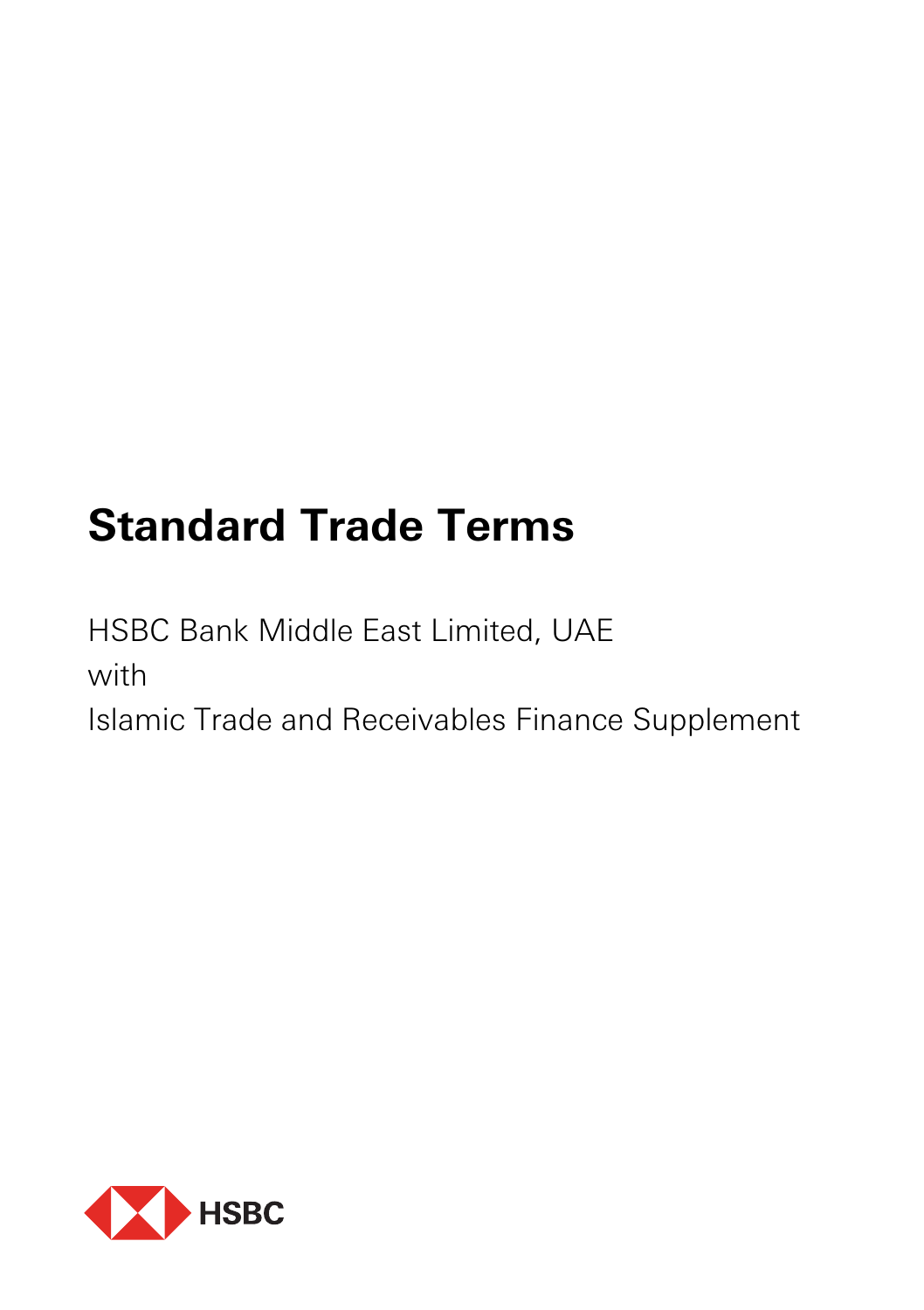# Standard Trade Terms

HSBC Bank Middle East Limited, UAE

with

Islamic Trade and Receivables Finance Supplement

HSBC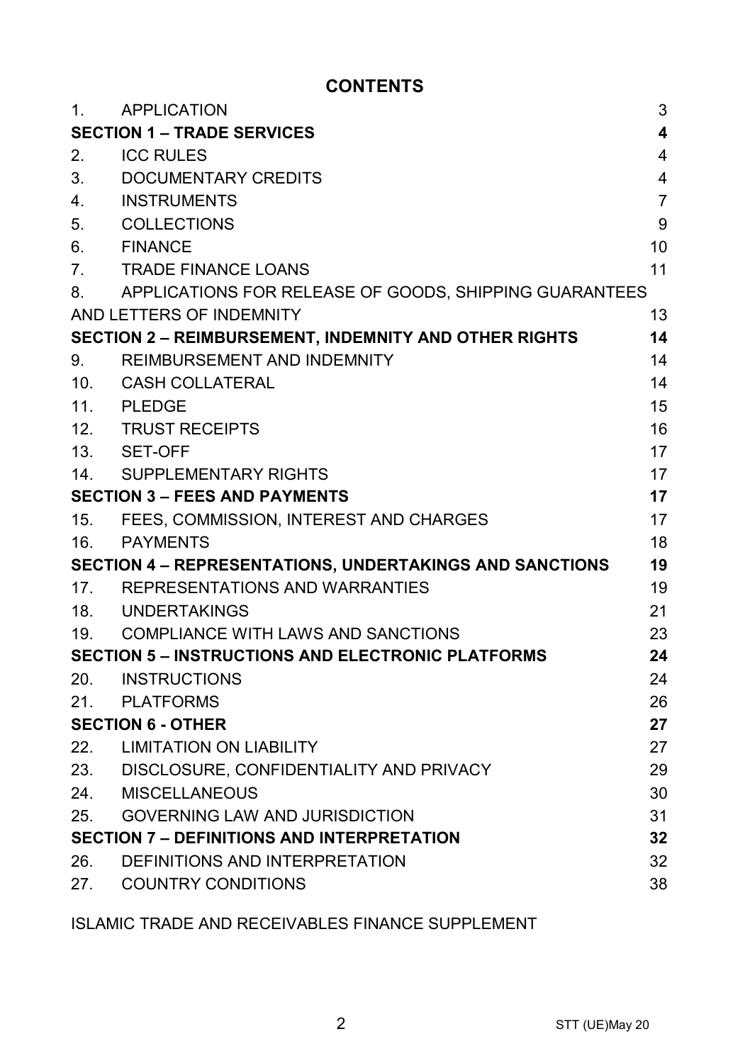# CONTENTS

| | | |
|---|---|---|
| 1. | APPLICATION | 3 |
| **SECTION 1 – TRADE SERVICES** | | **4** |
| 2. | ICC RULES | 4 |
| 3. | DOCUMENTARY CREDITS | 4 |
| 4. | INSTRUMENTS | 7 |
| 5. | COLLECTIONS | 9 |
| 6. | FINANCE | 10 |
| 7. | TRADE FINANCE LOANS | 11 |
| 8. | APPLICATIONS FOR RELEASE OF GOODS, SHIPPING GUARANTEES AND LETTERS OF INDEMNITY | 13 |
| **SECTION 2 – REIMBURSEMENT, INDEMNITY AND OTHER RIGHTS** | | **14** |
| 9. | REIMBURSEMENT AND INDEMNITY | 14 |
| 10. | CASH COLLATERAL | 14 |
| 11. | PLEDGE | 15 |
| 12. | TRUST RECEIPTS | 16 |
| 13. | SET-OFF | 17 |
| 14. | SUPPLEMENTARY RIGHTS | 17 |
| **SECTION 3 – FEES AND PAYMENTS** | | **17** |
| 15. | FEES, COMMISSION, INTEREST AND CHARGES | 17 |
| 16. | PAYMENTS | 18 |
| **SECTION 4 – REPRESENTATIONS, UNDERTAKINGS AND SANCTIONS** | | **19** |
| 17. | REPRESENTATIONS AND WARRANTIES | 19 |
| 18. | UNDERTAKINGS | 21 |
| 19. | COMPLIANCE WITH LAWS AND SANCTIONS | 23 |
| **SECTION 5 – INSTRUCTIONS AND ELECTRONIC PLATFORMS** | | **24** |
| 20. | INSTRUCTIONS | 24 |
| 21. | PLATFORMS | 26 |
| **SECTION 6 - OTHER** | | **27** |
| 22. | LIMITATION ON LIABILITY | 27 |
| 23. | DISCLOSURE, CONFIDENTIALITY AND PRIVACY | 29 |
| 24. | MISCELLANEOUS | 30 |
| 25. | GOVERNING LAW AND JURISDICTION | 31 |
| **SECTION 7 – DEFINITIONS AND INTERPRETATION** | | **32** |
| 26. | DEFINITIONS AND INTERPRETATION | 32 |
| 27. | COUNTRY CONDITIONS | 38 |

ISLAMIC TRADE AND RECEIVABLES FINANCE SUPPLEMENT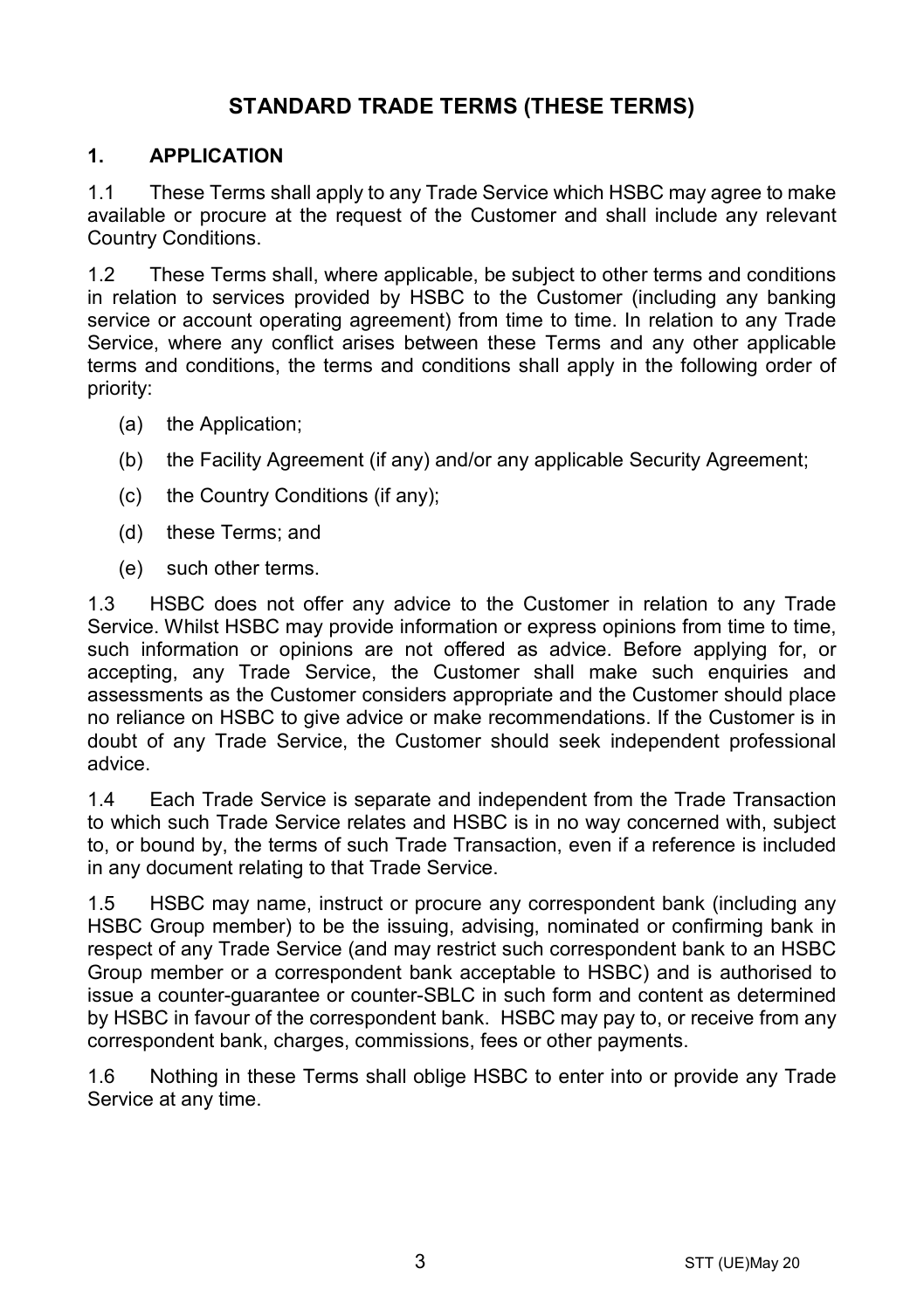# STANDARD TRADE TERMS (THESE TERMS)

## 1. APPLICATION

1.1 These Terms shall apply to any Trade Service which HSBC may agree to make available or procure at the request of the Customer and shall include any relevant Country Conditions.

1.2 These Terms shall, where applicable, be subject to other terms and conditions in relation to services provided by HSBC to the Customer (including any banking service or account operating agreement) from time to time. In relation to any Trade Service, where any conflict arises between these Terms and any other applicable terms and conditions, the terms and conditions shall apply in the following order of priority:

(a) the Application;

(b) the Facility Agreement (if any) and/or any applicable Security Agreement;

(c) the Country Conditions (if any);

(d) these Terms; and

(e) such other terms.

1.3 HSBC does not offer any advice to the Customer in relation to any Trade Service. Whilst HSBC may provide information or express opinions from time to time, such information or opinions are not offered as advice. Before applying for, or accepting, any Trade Service, the Customer shall make such enquiries and assessments as the Customer considers appropriate and the Customer should place no reliance on HSBC to give advice or make recommendations. If the Customer is in doubt of any Trade Service, the Customer should seek independent professional advice.

1.4 Each Trade Service is separate and independent from the Trade Transaction to which such Trade Service relates and HSBC is in no way concerned with, subject to, or bound by, the terms of such Trade Transaction, even if a reference is included in any document relating to that Trade Service.

1.5 HSBC may name, instruct or procure any correspondent bank (including any HSBC Group member) to be the issuing, advising, nominated or confirming bank in respect of any Trade Service (and may restrict such correspondent bank to an HSBC Group member or a correspondent bank acceptable to HSBC) and is authorised to issue a counter-guarantee or counter-SBLC in such form and content as determined by HSBC in favour of the correspondent bank. HSBC may pay to, or receive from any correspondent bank, charges, commissions, fees or other payments.

1.6 Nothing in these Terms shall oblige HSBC to enter into or provide any Trade Service at any time.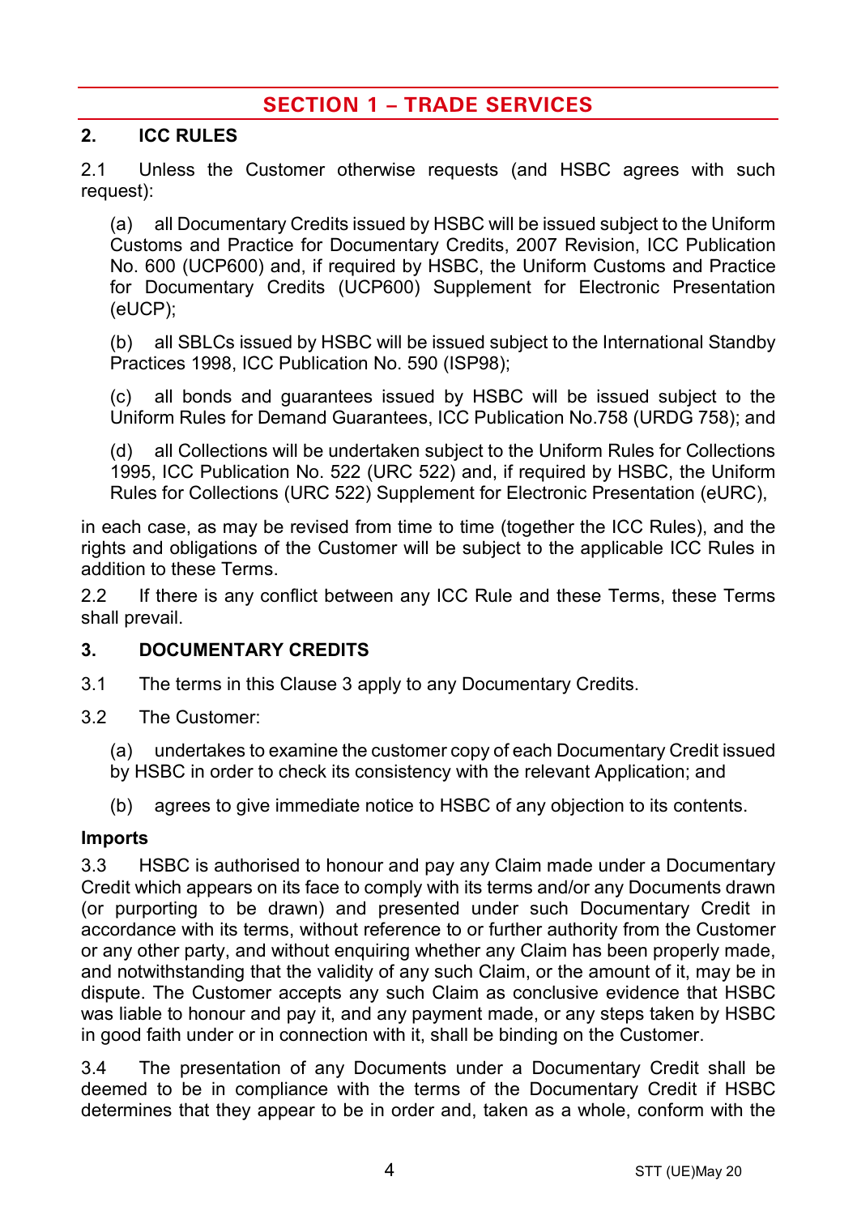# SECTION 1 – TRADE SERVICES

## 2. ICC RULES

2.1 Unless the Customer otherwise requests (and HSBC agrees with such request):

(a) all Documentary Credits issued by HSBC will be issued subject to the Uniform Customs and Practice for Documentary Credits, 2007 Revision, ICC Publication No. 600 (UCP600) and, if required by HSBC, the Uniform Customs and Practice for Documentary Credits (UCP600) Supplement for Electronic Presentation (eUCP);

(b) all SBLCs issued by HSBC will be issued subject to the International Standby Practices 1998, ICC Publication No. 590 (ISP98);

(c) all bonds and guarantees issued by HSBC will be issued subject to the Uniform Rules for Demand Guarantees, ICC Publication No.758 (URDG 758); and

(d) all Collections will be undertaken subject to the Uniform Rules for Collections 1995, ICC Publication No. 522 (URC 522) and, if required by HSBC, the Uniform Rules for Collections (URC 522) Supplement for Electronic Presentation (eURC),

in each case, as may be revised from time to time (together the ICC Rules), and the rights and obligations of the Customer will be subject to the applicable ICC Rules in addition to these Terms.

2.2 If there is any conflict between any ICC Rule and these Terms, these Terms shall prevail.

## 3. DOCUMENTARY CREDITS

3.1 The terms in this Clause 3 apply to any Documentary Credits.

3.2 The Customer:

(a) undertakes to examine the customer copy of each Documentary Credit issued by HSBC in order to check its consistency with the relevant Application; and

(b) agrees to give immediate notice to HSBC of any objection to its contents.

**Imports**

3.3 HSBC is authorised to honour and pay any Claim made under a Documentary Credit which appears on its face to comply with its terms and/or any Documents drawn (or purporting to be drawn) and presented under such Documentary Credit in accordance with its terms, without reference to or further authority from the Customer or any other party, and without enquiring whether any Claim has been properly made, and notwithstanding that the validity of any such Claim, or the amount of it, may be in dispute. The Customer accepts any such Claim as conclusive evidence that HSBC was liable to honour and pay it, and any payment made, or any steps taken by HSBC in good faith under or in connection with it, shall be binding on the Customer.

3.4 The presentation of any Documents under a Documentary Credit shall be deemed to be in compliance with the terms of the Documentary Credit if HSBC determines that they appear to be in order and, taken as a whole, conform with the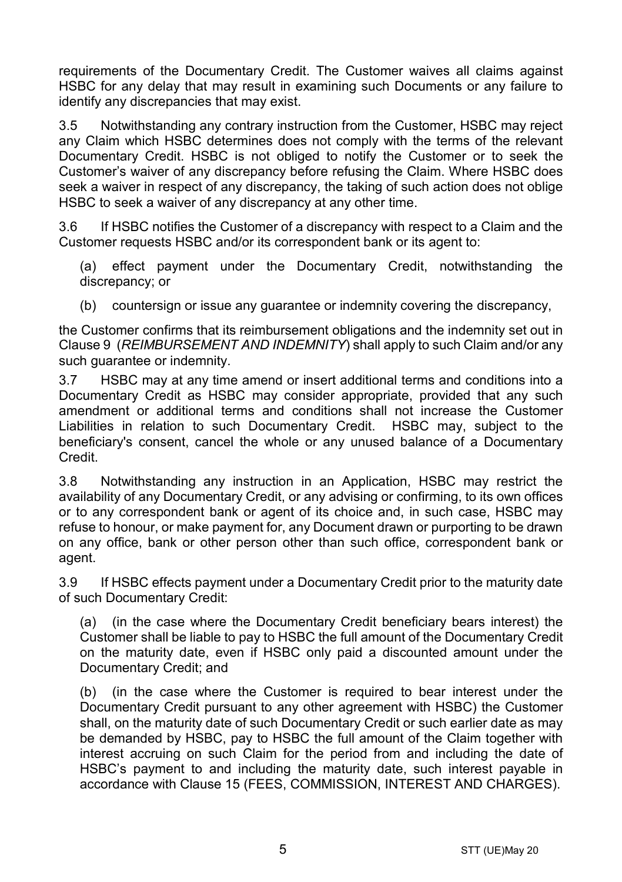requirements of the Documentary Credit. The Customer waives all claims against HSBC for any delay that may result in examining such Documents or any failure to identify any discrepancies that may exist.

3.5 Notwithstanding any contrary instruction from the Customer, HSBC may reject any Claim which HSBC determines does not comply with the terms of the relevant Documentary Credit. HSBC is not obliged to notify the Customer or to seek the Customer's waiver of any discrepancy before refusing the Claim. Where HSBC does seek a waiver in respect of any discrepancy, the taking of such action does not oblige HSBC to seek a waiver of any discrepancy at any other time.

3.6 If HSBC notifies the Customer of a discrepancy with respect to a Claim and the Customer requests HSBC and/or its correspondent bank or its agent to:

(a) effect payment under the Documentary Credit, notwithstanding the discrepancy; or

(b) countersign or issue any guarantee or indemnity covering the discrepancy,

the Customer confirms that its reimbursement obligations and the indemnity set out in Clause 9 (*REIMBURSEMENT AND INDEMNITY*) shall apply to such Claim and/or any such guarantee or indemnity.

3.7 HSBC may at any time amend or insert additional terms and conditions into a Documentary Credit as HSBC may consider appropriate, provided that any such amendment or additional terms and conditions shall not increase the Customer Liabilities in relation to such Documentary Credit. HSBC may, subject to the beneficiary's consent, cancel the whole or any unused balance of a Documentary Credit.

3.8 Notwithstanding any instruction in an Application, HSBC may restrict the availability of any Documentary Credit, or any advising or confirming, to its own offices or to any correspondent bank or agent of its choice and, in such case, HSBC may refuse to honour, or make payment for, any Document drawn or purporting to be drawn on any office, bank or other person other than such office, correspondent bank or agent.

3.9 If HSBC effects payment under a Documentary Credit prior to the maturity date of such Documentary Credit:

(a) (in the case where the Documentary Credit beneficiary bears interest) the Customer shall be liable to pay to HSBC the full amount of the Documentary Credit on the maturity date, even if HSBC only paid a discounted amount under the Documentary Credit; and

(b) (in the case where the Customer is required to bear interest under the Documentary Credit pursuant to any other agreement with HSBC) the Customer shall, on the maturity date of such Documentary Credit or such earlier date as may be demanded by HSBC, pay to HSBC the full amount of the Claim together with interest accruing on such Claim for the period from and including the date of HSBC's payment to and including the maturity date, such interest payable in accordance with Clause 15 (FEES, COMMISSION, INTEREST AND CHARGES).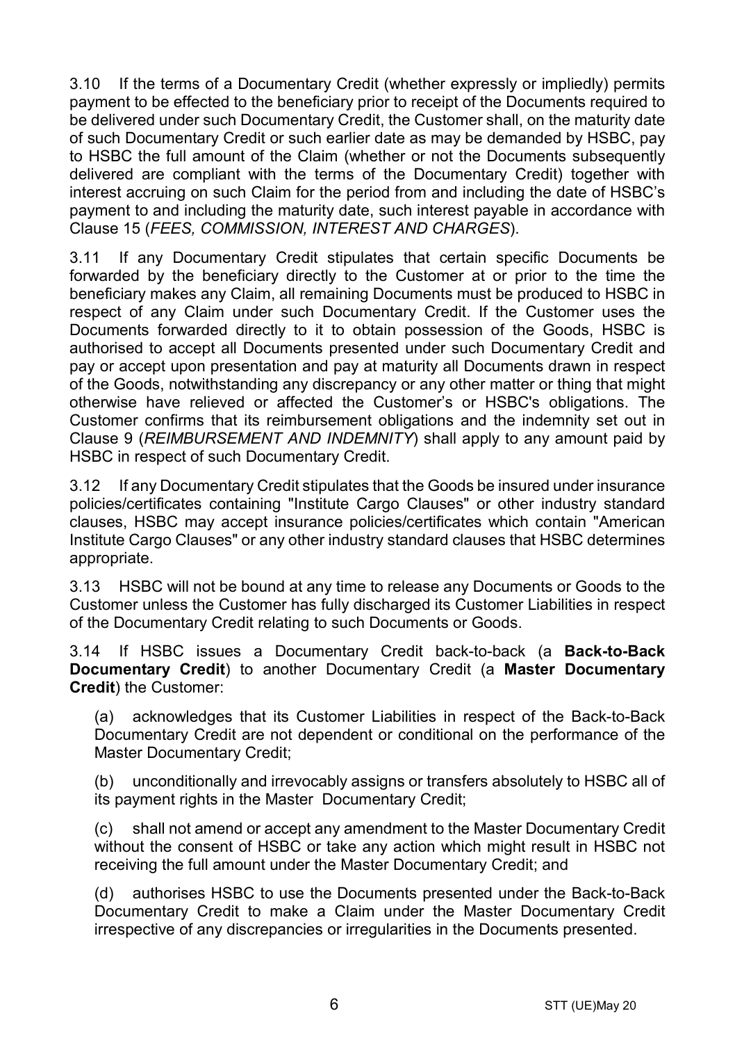3.10 If the terms of a Documentary Credit (whether expressly or impliedly) permits payment to be effected to the beneficiary prior to receipt of the Documents required to be delivered under such Documentary Credit, the Customer shall, on the maturity date of such Documentary Credit or such earlier date as may be demanded by HSBC, pay to HSBC the full amount of the Claim (whether or not the Documents subsequently delivered are compliant with the terms of the Documentary Credit) together with interest accruing on such Claim for the period from and including the date of HSBC's payment to and including the maturity date, such interest payable in accordance with Clause 15 (*FEES, COMMISSION, INTEREST AND CHARGES*).

3.11 If any Documentary Credit stipulates that certain specific Documents be forwarded by the beneficiary directly to the Customer at or prior to the time the beneficiary makes any Claim, all remaining Documents must be produced to HSBC in respect of any Claim under such Documentary Credit. If the Customer uses the Documents forwarded directly to it to obtain possession of the Goods, HSBC is authorised to accept all Documents presented under such Documentary Credit and pay or accept upon presentation and pay at maturity all Documents drawn in respect of the Goods, notwithstanding any discrepancy or any other matter or thing that might otherwise have relieved or affected the Customer's or HSBC's obligations. The Customer confirms that its reimbursement obligations and the indemnity set out in Clause 9 (*REIMBURSEMENT AND INDEMNITY*) shall apply to any amount paid by HSBC in respect of such Documentary Credit.

3.12 If any Documentary Credit stipulates that the Goods be insured under insurance policies/certificates containing "Institute Cargo Clauses" or other industry standard clauses, HSBC may accept insurance policies/certificates which contain "American Institute Cargo Clauses" or any other industry standard clauses that HSBC determines appropriate.

3.13 HSBC will not be bound at any time to release any Documents or Goods to the Customer unless the Customer has fully discharged its Customer Liabilities in respect of the Documentary Credit relating to such Documents or Goods.

3.14 If HSBC issues a Documentary Credit back-to-back (a **Back-to-Back Documentary Credit**) to another Documentary Credit (a **Master Documentary Credit**) the Customer:

(a) acknowledges that its Customer Liabilities in respect of the Back-to-Back Documentary Credit are not dependent or conditional on the performance of the Master Documentary Credit;

(b) unconditionally and irrevocably assigns or transfers absolutely to HSBC all of its payment rights in the Master Documentary Credit;

(c) shall not amend or accept any amendment to the Master Documentary Credit without the consent of HSBC or take any action which might result in HSBC not receiving the full amount under the Master Documentary Credit; and

(d) authorises HSBC to use the Documents presented under the Back-to-Back Documentary Credit to make a Claim under the Master Documentary Credit irrespective of any discrepancies or irregularities in the Documents presented.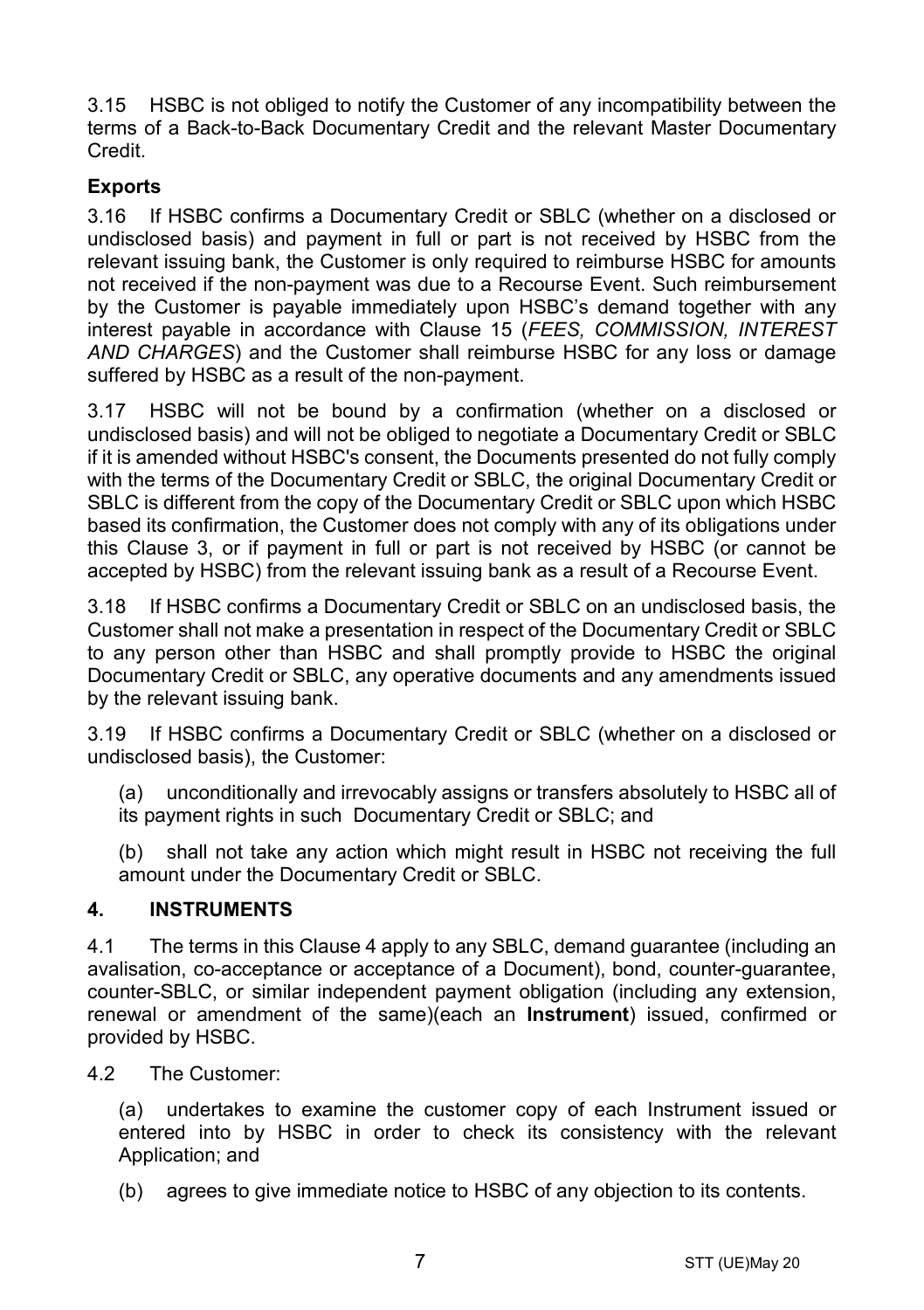3.15 HSBC is not obliged to notify the Customer of any incompatibility between the terms of a Back-to-Back Documentary Credit and the relevant Master Documentary Credit.

**Exports**

3.16 If HSBC confirms a Documentary Credit or SBLC (whether on a disclosed or undisclosed basis) and payment in full or part is not received by HSBC from the relevant issuing bank, the Customer is only required to reimburse HSBC for amounts not received if the non-payment was due to a Recourse Event. Such reimbursement by the Customer is payable immediately upon HSBC's demand together with any interest payable in accordance with Clause 15 (*FEES, COMMISSION, INTEREST AND CHARGES*) and the Customer shall reimburse HSBC for any loss or damage suffered by HSBC as a result of the non-payment.

3.17 HSBC will not be bound by a confirmation (whether on a disclosed or undisclosed basis) and will not be obliged to negotiate a Documentary Credit or SBLC if it is amended without HSBC's consent, the Documents presented do not fully comply with the terms of the Documentary Credit or SBLC, the original Documentary Credit or SBLC is different from the copy of the Documentary Credit or SBLC upon which HSBC based its confirmation, the Customer does not comply with any of its obligations under this Clause 3, or if payment in full or part is not received by HSBC (or cannot be accepted by HSBC) from the relevant issuing bank as a result of a Recourse Event.

3.18 If HSBC confirms a Documentary Credit or SBLC on an undisclosed basis, the Customer shall not make a presentation in respect of the Documentary Credit or SBLC to any person other than HSBC and shall promptly provide to HSBC the original Documentary Credit or SBLC, any operative documents and any amendments issued by the relevant issuing bank.

3.19 If HSBC confirms a Documentary Credit or SBLC (whether on a disclosed or undisclosed basis), the Customer:

(a) unconditionally and irrevocably assigns or transfers absolutely to HSBC all of its payment rights in such Documentary Credit or SBLC; and

(b) shall not take any action which might result in HSBC not receiving the full amount under the Documentary Credit or SBLC.

## 4. INSTRUMENTS

4.1 The terms in this Clause 4 apply to any SBLC, demand guarantee (including an avalisation, co-acceptance or acceptance of a Document), bond, counter-guarantee, counter-SBLC, or similar independent payment obligation (including any extension, renewal or amendment of the same)(each an **Instrument**) issued, confirmed or provided by HSBC.

4.2 The Customer:

(a) undertakes to examine the customer copy of each Instrument issued or entered into by HSBC in order to check its consistency with the relevant Application; and

(b) agrees to give immediate notice to HSBC of any objection to its contents.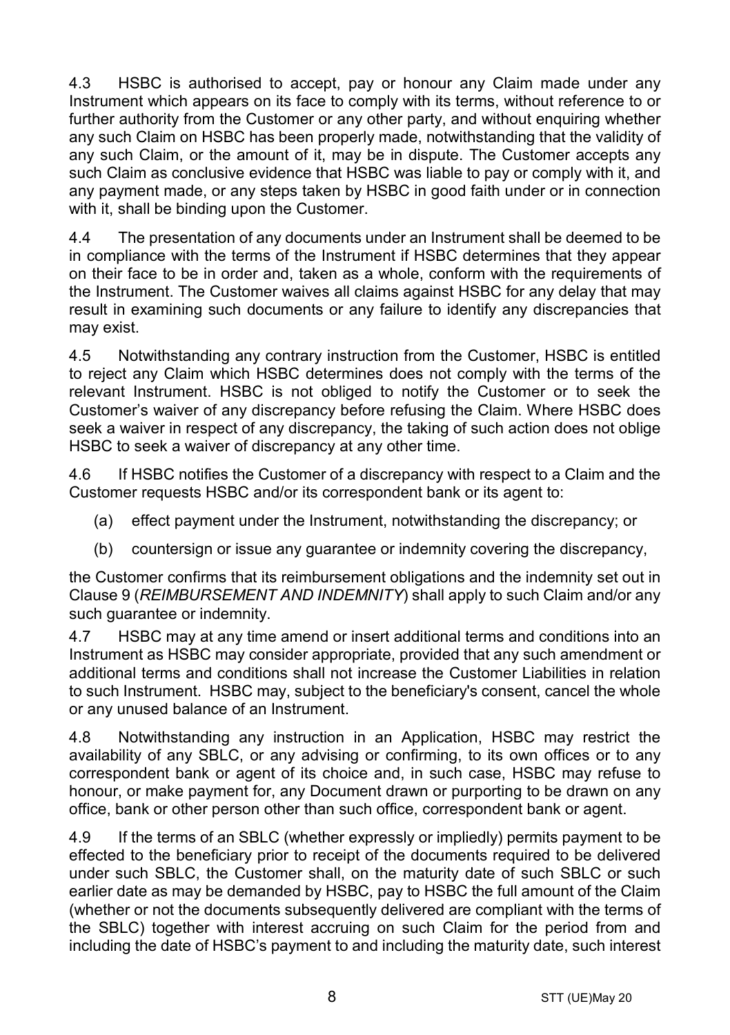4.3 HSBC is authorised to accept, pay or honour any Claim made under any Instrument which appears on its face to comply with its terms, without reference to or further authority from the Customer or any other party, and without enquiring whether any such Claim on HSBC has been properly made, notwithstanding that the validity of any such Claim, or the amount of it, may be in dispute. The Customer accepts any such Claim as conclusive evidence that HSBC was liable to pay or comply with it, and any payment made, or any steps taken by HSBC in good faith under or in connection with it, shall be binding upon the Customer.

4.4 The presentation of any documents under an Instrument shall be deemed to be in compliance with the terms of the Instrument if HSBC determines that they appear on their face to be in order and, taken as a whole, conform with the requirements of the Instrument. The Customer waives all claims against HSBC for any delay that may result in examining such documents or any failure to identify any discrepancies that may exist.

4.5 Notwithstanding any contrary instruction from the Customer, HSBC is entitled to reject any Claim which HSBC determines does not comply with the terms of the relevant Instrument. HSBC is not obliged to notify the Customer or to seek the Customer's waiver of any discrepancy before refusing the Claim. Where HSBC does seek a waiver in respect of any discrepancy, the taking of such action does not oblige HSBC to seek a waiver of discrepancy at any other time.

4.6 If HSBC notifies the Customer of a discrepancy with respect to a Claim and the Customer requests HSBC and/or its correspondent bank or its agent to:

(a) effect payment under the Instrument, notwithstanding the discrepancy; or

(b) countersign or issue any guarantee or indemnity covering the discrepancy,

the Customer confirms that its reimbursement obligations and the indemnity set out in Clause 9 (*REIMBURSEMENT AND INDEMNITY*) shall apply to such Claim and/or any such guarantee or indemnity.

4.7 HSBC may at any time amend or insert additional terms and conditions into an Instrument as HSBC may consider appropriate, provided that any such amendment or additional terms and conditions shall not increase the Customer Liabilities in relation to such Instrument. HSBC may, subject to the beneficiary's consent, cancel the whole or any unused balance of an Instrument.

4.8 Notwithstanding any instruction in an Application, HSBC may restrict the availability of any SBLC, or any advising or confirming, to its own offices or to any correspondent bank or agent of its choice and, in such case, HSBC may refuse to honour, or make payment for, any Document drawn or purporting to be drawn on any office, bank or other person other than such office, correspondent bank or agent.

4.9 If the terms of an SBLC (whether expressly or impliedly) permits payment to be effected to the beneficiary prior to receipt of the documents required to be delivered under such SBLC, the Customer shall, on the maturity date of such SBLC or such earlier date as may be demanded by HSBC, pay to HSBC the full amount of the Claim (whether or not the documents subsequently delivered are compliant with the terms of the SBLC) together with interest accruing on such Claim for the period from and including the date of HSBC's payment to and including the maturity date, such interest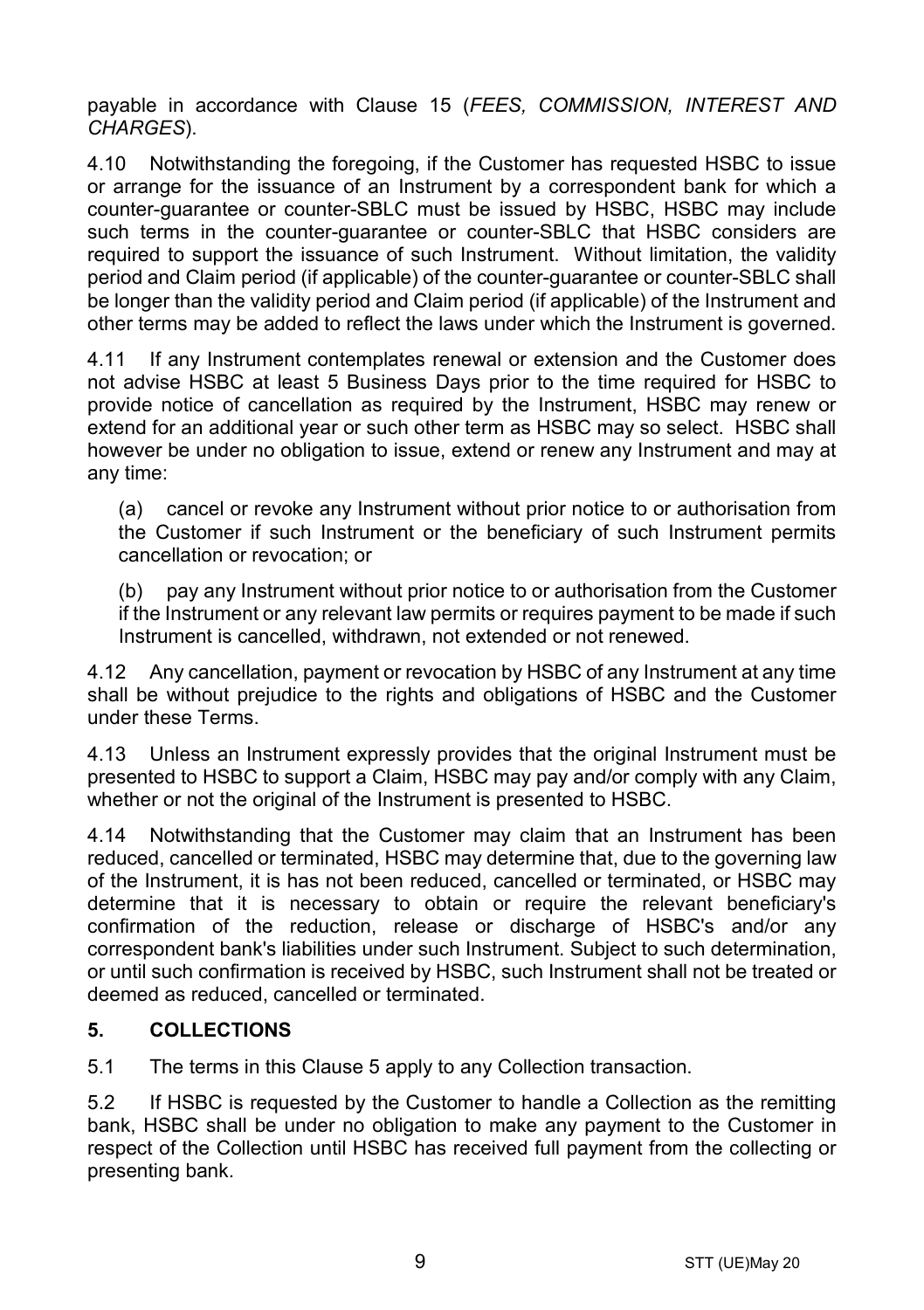payable in accordance with Clause 15 (*FEES, COMMISSION, INTEREST AND CHARGES*).

4.10 Notwithstanding the foregoing, if the Customer has requested HSBC to issue or arrange for the issuance of an Instrument by a correspondent bank for which a counter-guarantee or counter-SBLC must be issued by HSBC, HSBC may include such terms in the counter-guarantee or counter-SBLC that HSBC considers are required to support the issuance of such Instrument. Without limitation, the validity period and Claim period (if applicable) of the counter-guarantee or counter-SBLC shall be longer than the validity period and Claim period (if applicable) of the Instrument and other terms may be added to reflect the laws under which the Instrument is governed.

4.11 If any Instrument contemplates renewal or extension and the Customer does not advise HSBC at least 5 Business Days prior to the time required for HSBC to provide notice of cancellation as required by the Instrument, HSBC may renew or extend for an additional year or such other term as HSBC may so select. HSBC shall however be under no obligation to issue, extend or renew any Instrument and may at any time:

(a) cancel or revoke any Instrument without prior notice to or authorisation from the Customer if such Instrument or the beneficiary of such Instrument permits cancellation or revocation; or

(b) pay any Instrument without prior notice to or authorisation from the Customer if the Instrument or any relevant law permits or requires payment to be made if such Instrument is cancelled, withdrawn, not extended or not renewed.

4.12 Any cancellation, payment or revocation by HSBC of any Instrument at any time shall be without prejudice to the rights and obligations of HSBC and the Customer under these Terms.

4.13 Unless an Instrument expressly provides that the original Instrument must be presented to HSBC to support a Claim, HSBC may pay and/or comply with any Claim, whether or not the original of the Instrument is presented to HSBC.

4.14 Notwithstanding that the Customer may claim that an Instrument has been reduced, cancelled or terminated, HSBC may determine that, due to the governing law of the Instrument, it is has not been reduced, cancelled or terminated, or HSBC may determine that it is necessary to obtain or require the relevant beneficiary's confirmation of the reduction, release or discharge of HSBC's and/or any correspondent bank's liabilities under such Instrument. Subject to such determination, or until such confirmation is received by HSBC, such Instrument shall not be treated or deemed as reduced, cancelled or terminated.

## 5. COLLECTIONS

5.1 The terms in this Clause 5 apply to any Collection transaction.

5.2 If HSBC is requested by the Customer to handle a Collection as the remitting bank, HSBC shall be under no obligation to make any payment to the Customer in respect of the Collection until HSBC has received full payment from the collecting or presenting bank.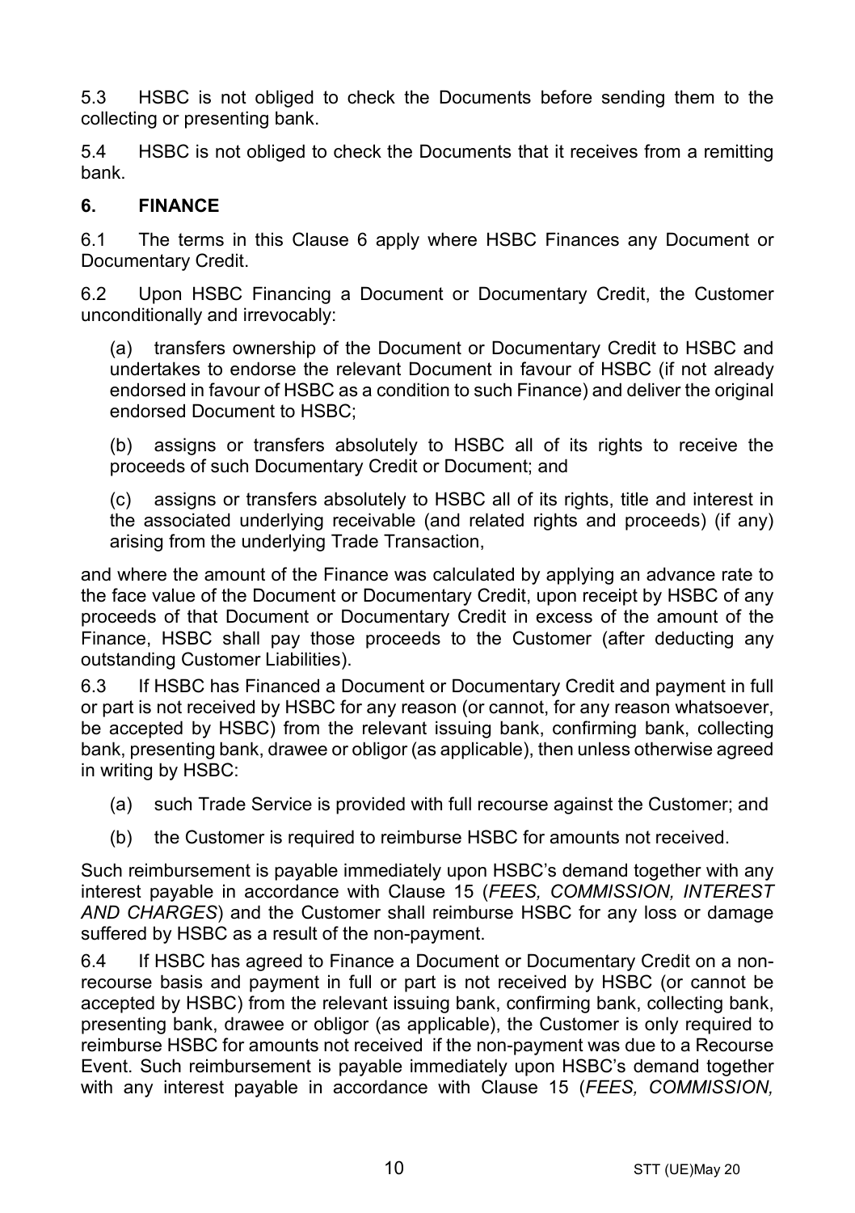5.3 HSBC is not obliged to check the Documents before sending them to the collecting or presenting bank.

5.4 HSBC is not obliged to check the Documents that it receives from a remitting bank.

## 6. FINANCE

6.1 The terms in this Clause 6 apply where HSBC Finances any Document or Documentary Credit.

6.2 Upon HSBC Financing a Document or Documentary Credit, the Customer unconditionally and irrevocably:

(a) transfers ownership of the Document or Documentary Credit to HSBC and undertakes to endorse the relevant Document in favour of HSBC (if not already endorsed in favour of HSBC as a condition to such Finance) and deliver the original endorsed Document to HSBC;

(b) assigns or transfers absolutely to HSBC all of its rights to receive the proceeds of such Documentary Credit or Document; and

(c) assigns or transfers absolutely to HSBC all of its rights, title and interest in the associated underlying receivable (and related rights and proceeds) (if any) arising from the underlying Trade Transaction,

and where the amount of the Finance was calculated by applying an advance rate to the face value of the Document or Documentary Credit, upon receipt by HSBC of any proceeds of that Document or Documentary Credit in excess of the amount of the Finance, HSBC shall pay those proceeds to the Customer (after deducting any outstanding Customer Liabilities).

6.3 If HSBC has Financed a Document or Documentary Credit and payment in full or part is not received by HSBC for any reason (or cannot, for any reason whatsoever, be accepted by HSBC) from the relevant issuing bank, confirming bank, collecting bank, presenting bank, drawee or obligor (as applicable), then unless otherwise agreed in writing by HSBC:

(a) such Trade Service is provided with full recourse against the Customer; and

(b) the Customer is required to reimburse HSBC for amounts not received.

Such reimbursement is payable immediately upon HSBC's demand together with any interest payable in accordance with Clause 15 (*FEES, COMMISSION, INTEREST AND CHARGES*) and the Customer shall reimburse HSBC for any loss or damage suffered by HSBC as a result of the non-payment.

6.4 If HSBC has agreed to Finance a Document or Documentary Credit on a non-recourse basis and payment in full or part is not received by HSBC (or cannot be accepted by HSBC) from the relevant issuing bank, confirming bank, collecting bank, presenting bank, drawee or obligor (as applicable), the Customer is only required to reimburse HSBC for amounts not received if the non-payment was due to a Recourse Event. Such reimbursement is payable immediately upon HSBC's demand together with any interest payable in accordance with Clause 15 (*FEES, COMMISSION,*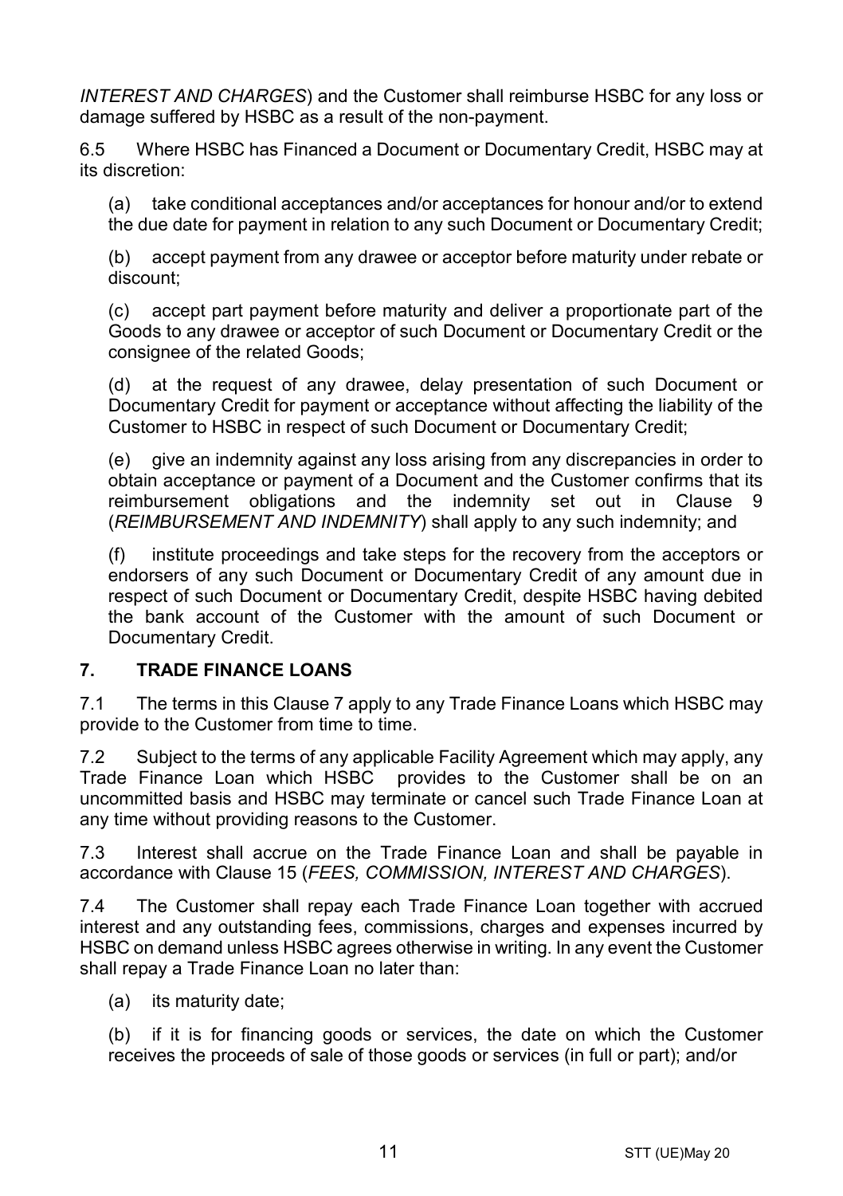*INTEREST AND CHARGES*) and the Customer shall reimburse HSBC for any loss or damage suffered by HSBC as a result of the non-payment.

6.5 Where HSBC has Financed a Document or Documentary Credit, HSBC may at its discretion:

(a) take conditional acceptances and/or acceptances for honour and/or to extend the due date for payment in relation to any such Document or Documentary Credit;

(b) accept payment from any drawee or acceptor before maturity under rebate or discount;

(c) accept part payment before maturity and deliver a proportionate part of the Goods to any drawee or acceptor of such Document or Documentary Credit or the consignee of the related Goods;

(d) at the request of any drawee, delay presentation of such Document or Documentary Credit for payment or acceptance without affecting the liability of the Customer to HSBC in respect of such Document or Documentary Credit;

(e) give an indemnity against any loss arising from any discrepancies in order to obtain acceptance or payment of a Document and the Customer confirms that its reimbursement obligations and the indemnity set out in Clause 9 (*REIMBURSEMENT AND INDEMNITY*) shall apply to any such indemnity; and

(f) institute proceedings and take steps for the recovery from the acceptors or endorsers of any such Document or Documentary Credit of any amount due in respect of such Document or Documentary Credit, despite HSBC having debited the bank account of the Customer with the amount of such Document or Documentary Credit.

## 7. TRADE FINANCE LOANS

7.1 The terms in this Clause 7 apply to any Trade Finance Loans which HSBC may provide to the Customer from time to time.

7.2 Subject to the terms of any applicable Facility Agreement which may apply, any Trade Finance Loan which HSBC provides to the Customer shall be on an uncommitted basis and HSBC may terminate or cancel such Trade Finance Loan at any time without providing reasons to the Customer.

7.3 Interest shall accrue on the Trade Finance Loan and shall be payable in accordance with Clause 15 (*FEES, COMMISSION, INTEREST AND CHARGES*).

7.4 The Customer shall repay each Trade Finance Loan together with accrued interest and any outstanding fees, commissions, charges and expenses incurred by HSBC on demand unless HSBC agrees otherwise in writing. In any event the Customer shall repay a Trade Finance Loan no later than:

(a) its maturity date;

(b) if it is for financing goods or services, the date on which the Customer receives the proceeds of sale of those goods or services (in full or part); and/or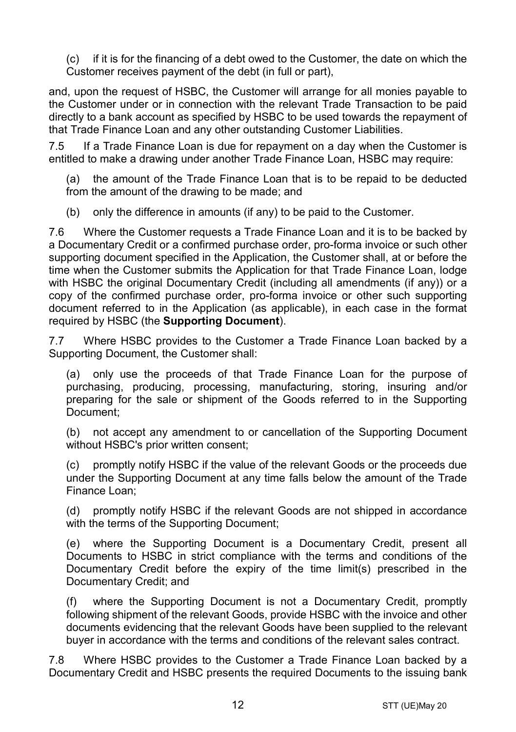(c) if it is for the financing of a debt owed to the Customer, the date on which the Customer receives payment of the debt (in full or part),

and, upon the request of HSBC, the Customer will arrange for all monies payable to the Customer under or in connection with the relevant Trade Transaction to be paid directly to a bank account as specified by HSBC to be used towards the repayment of that Trade Finance Loan and any other outstanding Customer Liabilities.

7.5 If a Trade Finance Loan is due for repayment on a day when the Customer is entitled to make a drawing under another Trade Finance Loan, HSBC may require:

(a) the amount of the Trade Finance Loan that is to be repaid to be deducted from the amount of the drawing to be made; and

(b) only the difference in amounts (if any) to be paid to the Customer.

7.6 Where the Customer requests a Trade Finance Loan and it is to be backed by a Documentary Credit or a confirmed purchase order, pro-forma invoice or such other supporting document specified in the Application, the Customer shall, at or before the time when the Customer submits the Application for that Trade Finance Loan, lodge with HSBC the original Documentary Credit (including all amendments (if any)) or a copy of the confirmed purchase order, pro-forma invoice or other such supporting document referred to in the Application (as applicable), in each case in the format required by HSBC (the **Supporting Document**).

7.7 Where HSBC provides to the Customer a Trade Finance Loan backed by a Supporting Document, the Customer shall:

(a) only use the proceeds of that Trade Finance Loan for the purpose of purchasing, producing, processing, manufacturing, storing, insuring and/or preparing for the sale or shipment of the Goods referred to in the Supporting Document;

(b) not accept any amendment to or cancellation of the Supporting Document without HSBC's prior written consent;

(c) promptly notify HSBC if the value of the relevant Goods or the proceeds due under the Supporting Document at any time falls below the amount of the Trade Finance Loan;

(d) promptly notify HSBC if the relevant Goods are not shipped in accordance with the terms of the Supporting Document;

(e) where the Supporting Document is a Documentary Credit, present all Documents to HSBC in strict compliance with the terms and conditions of the Documentary Credit before the expiry of the time limit(s) prescribed in the Documentary Credit; and

(f) where the Supporting Document is not a Documentary Credit, promptly following shipment of the relevant Goods, provide HSBC with the invoice and other documents evidencing that the relevant Goods have been supplied to the relevant buyer in accordance with the terms and conditions of the relevant sales contract.

7.8 Where HSBC provides to the Customer a Trade Finance Loan backed by a Documentary Credit and HSBC presents the required Documents to the issuing bank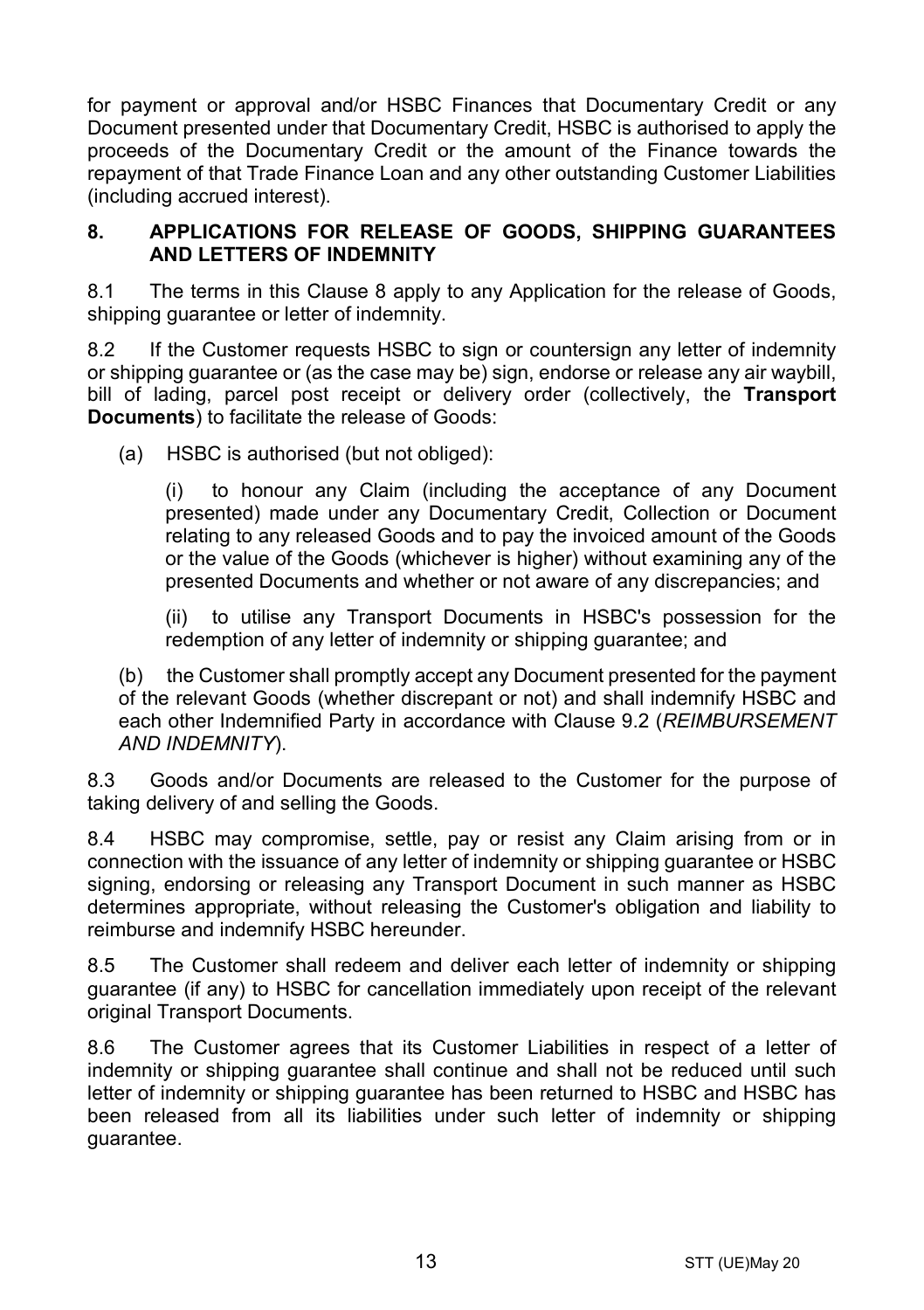for payment or approval and/or HSBC Finances that Documentary Credit or any Document presented under that Documentary Credit, HSBC is authorised to apply the proceeds of the Documentary Credit or the amount of the Finance towards the repayment of that Trade Finance Loan and any other outstanding Customer Liabilities (including accrued interest).

## 8. APPLICATIONS FOR RELEASE OF GOODS, SHIPPING GUARANTEES AND LETTERS OF INDEMNITY

8.1 The terms in this Clause 8 apply to any Application for the release of Goods, shipping guarantee or letter of indemnity.

8.2 If the Customer requests HSBC to sign or countersign any letter of indemnity or shipping guarantee or (as the case may be) sign, endorse or release any air waybill, bill of lading, parcel post receipt or delivery order (collectively, the **Transport Documents**) to facilitate the release of Goods:

(a) HSBC is authorised (but not obliged):

(i) to honour any Claim (including the acceptance of any Document presented) made under any Documentary Credit, Collection or Document relating to any released Goods and to pay the invoiced amount of the Goods or the value of the Goods (whichever is higher) without examining any of the presented Documents and whether or not aware of any discrepancies; and

(ii) to utilise any Transport Documents in HSBC's possession for the redemption of any letter of indemnity or shipping guarantee; and

(b) the Customer shall promptly accept any Document presented for the payment of the relevant Goods (whether discrepant or not) and shall indemnify HSBC and each other Indemnified Party in accordance with Clause 9.2 (*REIMBURSEMENT AND INDEMNITY*).

8.3 Goods and/or Documents are released to the Customer for the purpose of taking delivery of and selling the Goods.

8.4 HSBC may compromise, settle, pay or resist any Claim arising from or in connection with the issuance of any letter of indemnity or shipping guarantee or HSBC signing, endorsing or releasing any Transport Document in such manner as HSBC determines appropriate, without releasing the Customer's obligation and liability to reimburse and indemnify HSBC hereunder.

8.5 The Customer shall redeem and deliver each letter of indemnity or shipping guarantee (if any) to HSBC for cancellation immediately upon receipt of the relevant original Transport Documents.

8.6 The Customer agrees that its Customer Liabilities in respect of a letter of indemnity or shipping guarantee shall continue and shall not be reduced until such letter of indemnity or shipping guarantee has been returned to HSBC and HSBC has been released from all its liabilities under such letter of indemnity or shipping guarantee.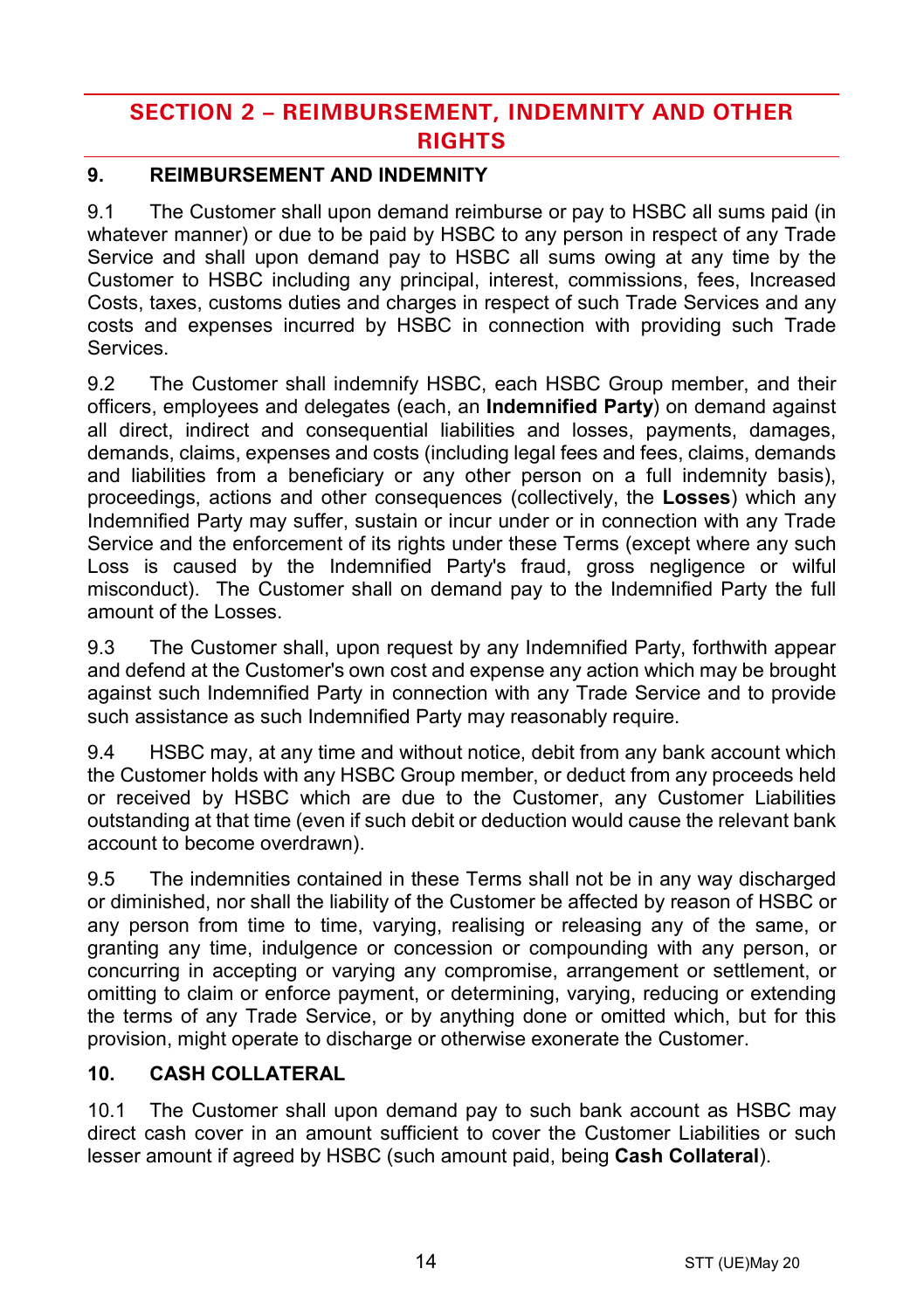## SECTION 2 – REIMBURSEMENT, INDEMNITY AND OTHER RIGHTS

### 9. REIMBURSEMENT AND INDEMNITY

9.1 The Customer shall upon demand reimburse or pay to HSBC all sums paid (in whatever manner) or due to be paid by HSBC to any person in respect of any Trade Service and shall upon demand pay to HSBC all sums owing at any time by the Customer to HSBC including any principal, interest, commissions, fees, Increased Costs, taxes, customs duties and charges in respect of such Trade Services and any costs and expenses incurred by HSBC in connection with providing such Trade Services.

9.2 The Customer shall indemnify HSBC, each HSBC Group member, and their officers, employees and delegates (each, an **Indemnified Party**) on demand against all direct, indirect and consequential liabilities and losses, payments, damages, demands, claims, expenses and costs (including legal fees and fees, claims, demands and liabilities from a beneficiary or any other person on a full indemnity basis), proceedings, actions and other consequences (collectively, the **Losses**) which any Indemnified Party may suffer, sustain or incur under or in connection with any Trade Service and the enforcement of its rights under these Terms (except where any such Loss is caused by the Indemnified Party's fraud, gross negligence or wilful misconduct). The Customer shall on demand pay to the Indemnified Party the full amount of the Losses.

9.3 The Customer shall, upon request by any Indemnified Party, forthwith appear and defend at the Customer's own cost and expense any action which may be brought against such Indemnified Party in connection with any Trade Service and to provide such assistance as such Indemnified Party may reasonably require.

9.4 HSBC may, at any time and without notice, debit from any bank account which the Customer holds with any HSBC Group member, or deduct from any proceeds held or received by HSBC which are due to the Customer, any Customer Liabilities outstanding at that time (even if such debit or deduction would cause the relevant bank account to become overdrawn).

9.5 The indemnities contained in these Terms shall not be in any way discharged or diminished, nor shall the liability of the Customer be affected by reason of HSBC or any person from time to time, varying, realising or releasing any of the same, or granting any time, indulgence or concession or compounding with any person, or concurring in accepting or varying any compromise, arrangement or settlement, or omitting to claim or enforce payment, or determining, varying, reducing or extending the terms of any Trade Service, or by anything done or omitted which, but for this provision, might operate to discharge or otherwise exonerate the Customer.

### 10. CASH COLLATERAL

10.1 The Customer shall upon demand pay to such bank account as HSBC may direct cash cover in an amount sufficient to cover the Customer Liabilities or such lesser amount if agreed by HSBC (such amount paid, being **Cash Collateral**).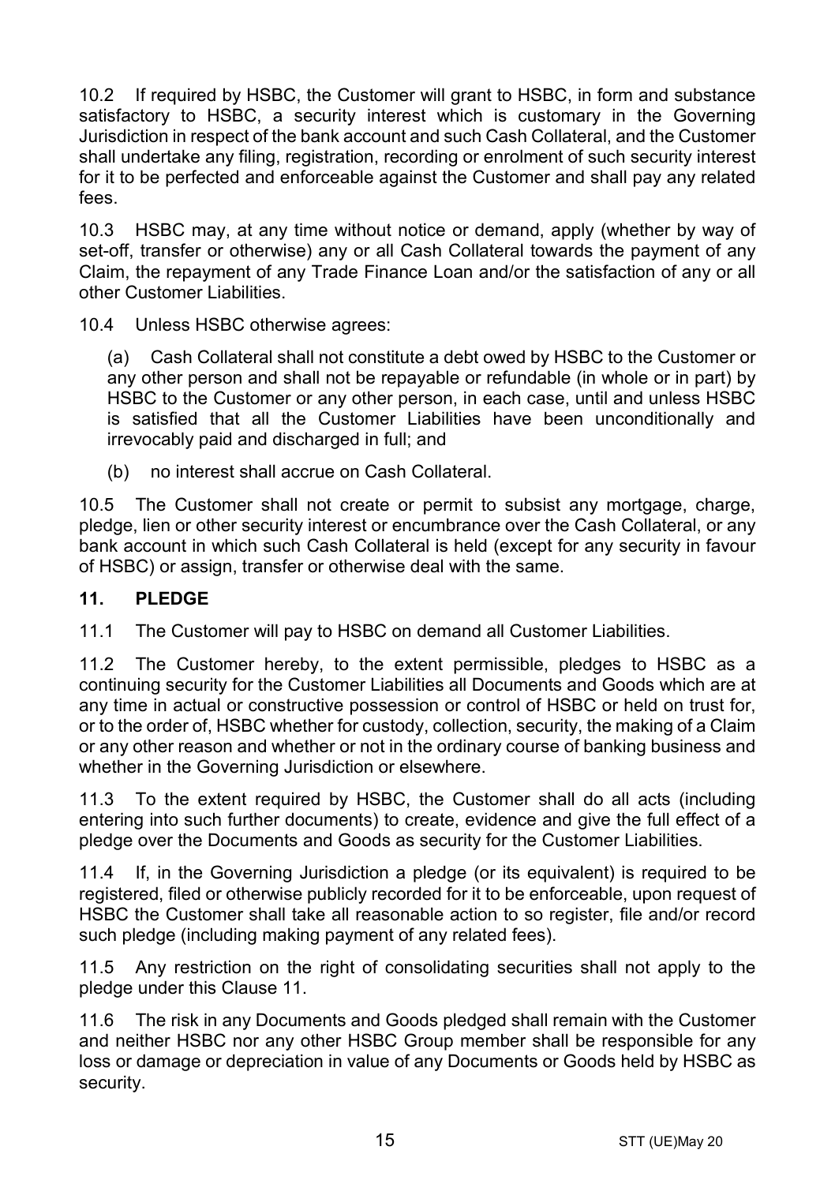10.2 If required by HSBC, the Customer will grant to HSBC, in form and substance satisfactory to HSBC, a security interest which is customary in the Governing Jurisdiction in respect of the bank account and such Cash Collateral, and the Customer shall undertake any filing, registration, recording or enrolment of such security interest for it to be perfected and enforceable against the Customer and shall pay any related fees.

10.3 HSBC may, at any time without notice or demand, apply (whether by way of set-off, transfer or otherwise) any or all Cash Collateral towards the payment of any Claim, the repayment of any Trade Finance Loan and/or the satisfaction of any or all other Customer Liabilities.

10.4 Unless HSBC otherwise agrees:

(a) Cash Collateral shall not constitute a debt owed by HSBC to the Customer or any other person and shall not be repayable or refundable (in whole or in part) by HSBC to the Customer or any other person, in each case, until and unless HSBC is satisfied that all the Customer Liabilities have been unconditionally and irrevocably paid and discharged in full; and

(b) no interest shall accrue on Cash Collateral.

10.5 The Customer shall not create or permit to subsist any mortgage, charge, pledge, lien or other security interest or encumbrance over the Cash Collateral, or any bank account in which such Cash Collateral is held (except for any security in favour of HSBC) or assign, transfer or otherwise deal with the same.

## 11. PLEDGE

11.1 The Customer will pay to HSBC on demand all Customer Liabilities.

11.2 The Customer hereby, to the extent permissible, pledges to HSBC as a continuing security for the Customer Liabilities all Documents and Goods which are at any time in actual or constructive possession or control of HSBC or held on trust for, or to the order of, HSBC whether for custody, collection, security, the making of a Claim or any other reason and whether or not in the ordinary course of banking business and whether in the Governing Jurisdiction or elsewhere.

11.3 To the extent required by HSBC, the Customer shall do all acts (including entering into such further documents) to create, evidence and give the full effect of a pledge over the Documents and Goods as security for the Customer Liabilities.

11.4 If, in the Governing Jurisdiction a pledge (or its equivalent) is required to be registered, filed or otherwise publicly recorded for it to be enforceable, upon request of HSBC the Customer shall take all reasonable action to so register, file and/or record such pledge (including making payment of any related fees).

11.5 Any restriction on the right of consolidating securities shall not apply to the pledge under this Clause 11.

11.6 The risk in any Documents and Goods pledged shall remain with the Customer and neither HSBC nor any other HSBC Group member shall be responsible for any loss or damage or depreciation in value of any Documents or Goods held by HSBC as security.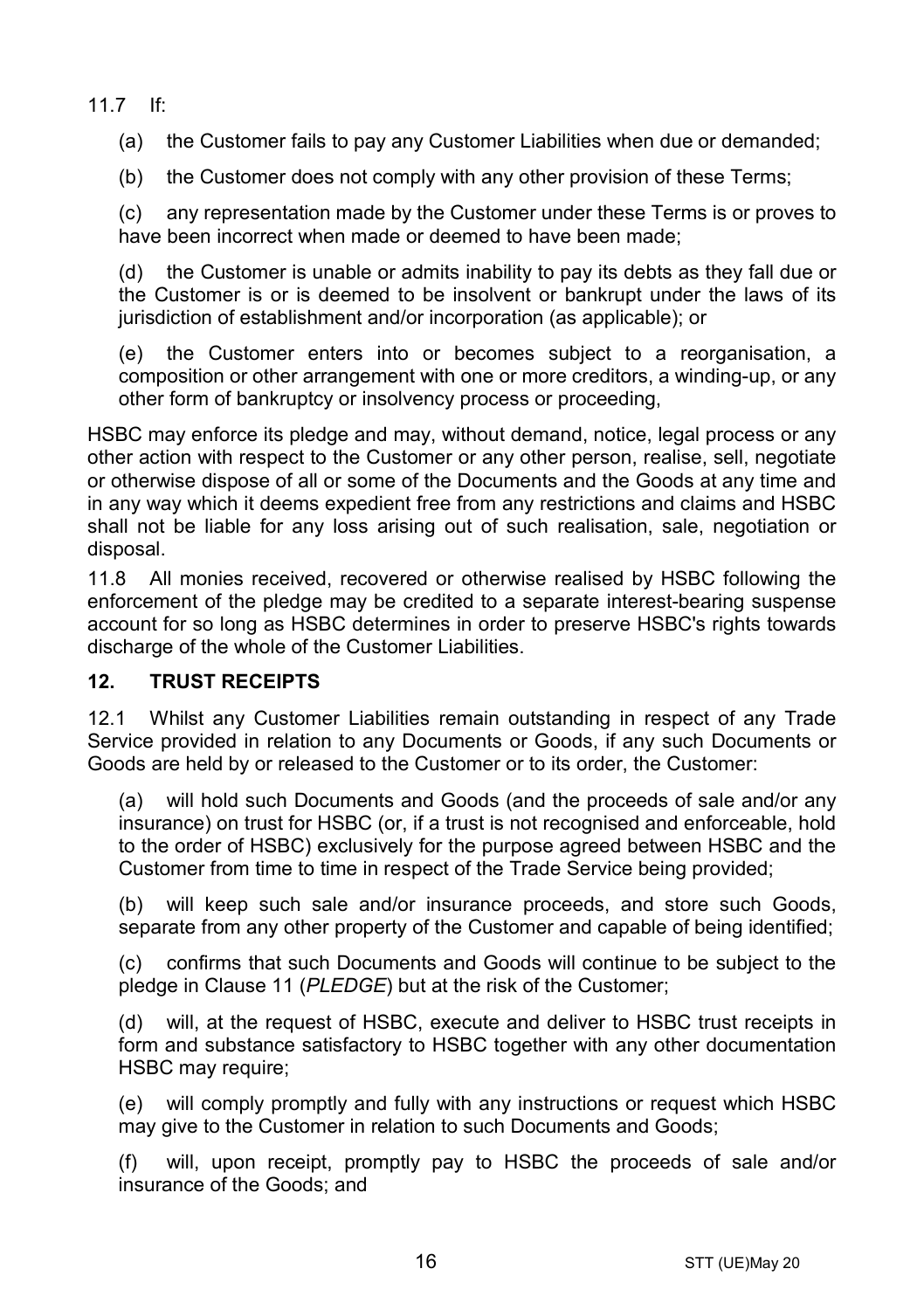11.7 If:

(a) the Customer fails to pay any Customer Liabilities when due or demanded;

(b) the Customer does not comply with any other provision of these Terms;

(c) any representation made by the Customer under these Terms is or proves to have been incorrect when made or deemed to have been made;

(d) the Customer is unable or admits inability to pay its debts as they fall due or the Customer is or is deemed to be insolvent or bankrupt under the laws of its jurisdiction of establishment and/or incorporation (as applicable); or

(e) the Customer enters into or becomes subject to a reorganisation, a composition or other arrangement with one or more creditors, a winding-up, or any other form of bankruptcy or insolvency process or proceeding,

HSBC may enforce its pledge and may, without demand, notice, legal process or any other action with respect to the Customer or any other person, realise, sell, negotiate or otherwise dispose of all or some of the Documents and the Goods at any time and in any way which it deems expedient free from any restrictions and claims and HSBC shall not be liable for any loss arising out of such realisation, sale, negotiation or disposal.

11.8 All monies received, recovered or otherwise realised by HSBC following the enforcement of the pledge may be credited to a separate interest-bearing suspense account for so long as HSBC determines in order to preserve HSBC's rights towards discharge of the whole of the Customer Liabilities.

## 12. TRUST RECEIPTS

12.1 Whilst any Customer Liabilities remain outstanding in respect of any Trade Service provided in relation to any Documents or Goods, if any such Documents or Goods are held by or released to the Customer or to its order, the Customer:

(a) will hold such Documents and Goods (and the proceeds of sale and/or any insurance) on trust for HSBC (or, if a trust is not recognised and enforceable, hold to the order of HSBC) exclusively for the purpose agreed between HSBC and the Customer from time to time in respect of the Trade Service being provided;

(b) will keep such sale and/or insurance proceeds, and store such Goods, separate from any other property of the Customer and capable of being identified;

(c) confirms that such Documents and Goods will continue to be subject to the pledge in Clause 11 (*PLEDGE*) but at the risk of the Customer;

(d) will, at the request of HSBC, execute and deliver to HSBC trust receipts in form and substance satisfactory to HSBC together with any other documentation HSBC may require;

(e) will comply promptly and fully with any instructions or request which HSBC may give to the Customer in relation to such Documents and Goods;

(f) will, upon receipt, promptly pay to HSBC the proceeds of sale and/or insurance of the Goods; and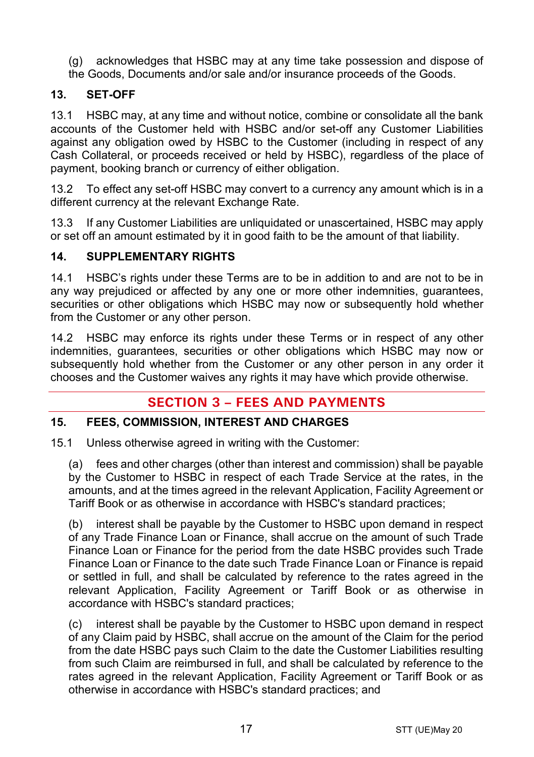(g) acknowledges that HSBC may at any time take possession and dispose of the Goods, Documents and/or sale and/or insurance proceeds of the Goods.

### 13. SET-OFF

13.1 HSBC may, at any time and without notice, combine or consolidate all the bank accounts of the Customer held with HSBC and/or set-off any Customer Liabilities against any obligation owed by HSBC to the Customer (including in respect of any Cash Collateral, or proceeds received or held by HSBC), regardless of the place of payment, booking branch or currency of either obligation.

13.2 To effect any set-off HSBC may convert to a currency any amount which is in a different currency at the relevant Exchange Rate.

13.3 If any Customer Liabilities are unliquidated or unascertained, HSBC may apply or set off an amount estimated by it in good faith to be the amount of that liability.

### 14. SUPPLEMENTARY RIGHTS

14.1 HSBC's rights under these Terms are to be in addition to and are not to be in any way prejudiced or affected by any one or more other indemnities, guarantees, securities or other obligations which HSBC may now or subsequently hold whether from the Customer or any other person.

14.2 HSBC may enforce its rights under these Terms or in respect of any other indemnities, guarantees, securities or other obligations which HSBC may now or subsequently hold whether from the Customer or any other person in any order it chooses and the Customer waives any rights it may have which provide otherwise.

## SECTION 3 – FEES AND PAYMENTS

### 15. FEES, COMMISSION, INTEREST AND CHARGES

15.1 Unless otherwise agreed in writing with the Customer:

(a) fees and other charges (other than interest and commission) shall be payable by the Customer to HSBC in respect of each Trade Service at the rates, in the amounts, and at the times agreed in the relevant Application, Facility Agreement or Tariff Book or as otherwise in accordance with HSBC's standard practices;

(b) interest shall be payable by the Customer to HSBC upon demand in respect of any Trade Finance Loan or Finance, shall accrue on the amount of such Trade Finance Loan or Finance for the period from the date HSBC provides such Trade Finance Loan or Finance to the date such Trade Finance Loan or Finance is repaid or settled in full, and shall be calculated by reference to the rates agreed in the relevant Application, Facility Agreement or Tariff Book or as otherwise in accordance with HSBC's standard practices;

(c) interest shall be payable by the Customer to HSBC upon demand in respect of any Claim paid by HSBC, shall accrue on the amount of the Claim for the period from the date HSBC pays such Claim to the date the Customer Liabilities resulting from such Claim are reimbursed in full, and shall be calculated by reference to the rates agreed in the relevant Application, Facility Agreement or Tariff Book or as otherwise in accordance with HSBC's standard practices; and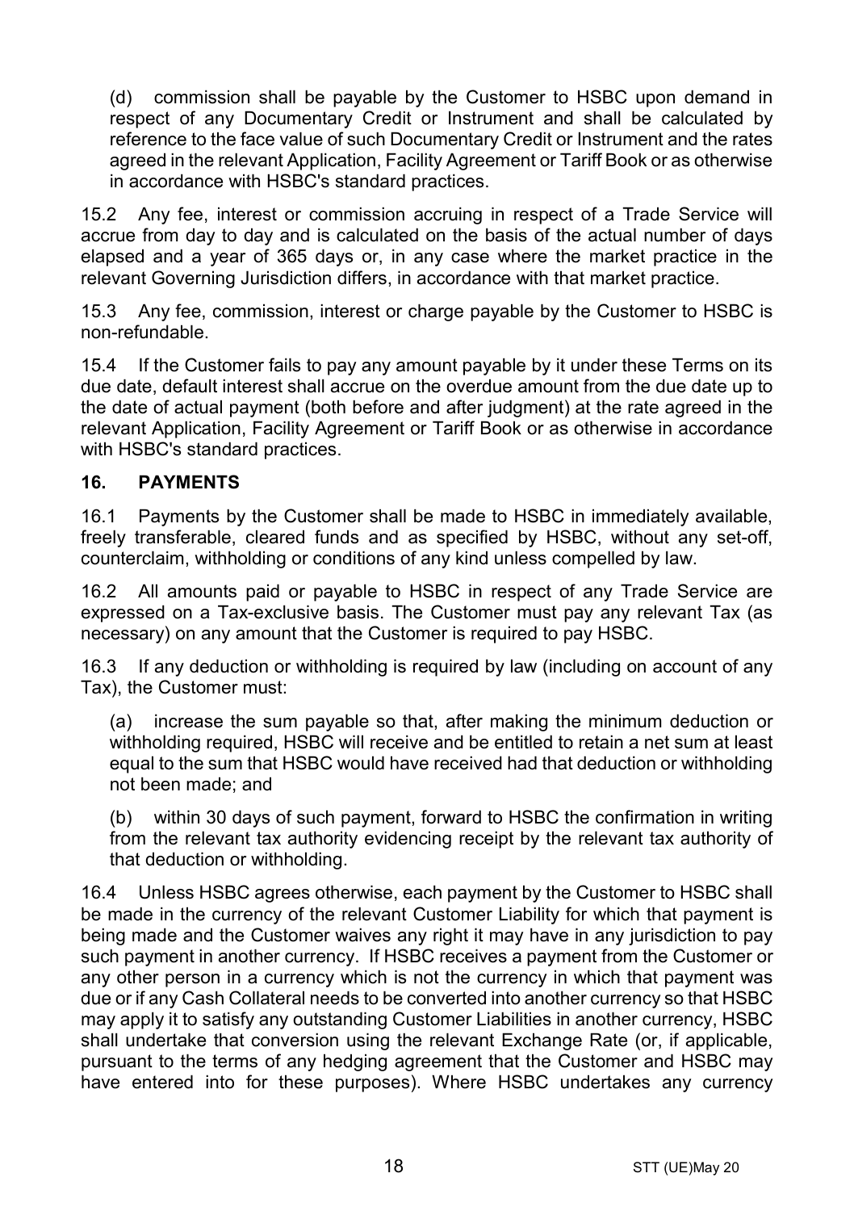(d) commission shall be payable by the Customer to HSBC upon demand in respect of any Documentary Credit or Instrument and shall be calculated by reference to the face value of such Documentary Credit or Instrument and the rates agreed in the relevant Application, Facility Agreement or Tariff Book or as otherwise in accordance with HSBC's standard practices.

15.2 Any fee, interest or commission accruing in respect of a Trade Service will accrue from day to day and is calculated on the basis of the actual number of days elapsed and a year of 365 days or, in any case where the market practice in the relevant Governing Jurisdiction differs, in accordance with that market practice.

15.3 Any fee, commission, interest or charge payable by the Customer to HSBC is non-refundable.

15.4 If the Customer fails to pay any amount payable by it under these Terms on its due date, default interest shall accrue on the overdue amount from the due date up to the date of actual payment (both before and after judgment) at the rate agreed in the relevant Application, Facility Agreement or Tariff Book or as otherwise in accordance with HSBC's standard practices.

## 16. PAYMENTS

16.1 Payments by the Customer shall be made to HSBC in immediately available, freely transferable, cleared funds and as specified by HSBC, without any set-off, counterclaim, withholding or conditions of any kind unless compelled by law.

16.2 All amounts paid or payable to HSBC in respect of any Trade Service are expressed on a Tax-exclusive basis. The Customer must pay any relevant Tax (as necessary) on any amount that the Customer is required to pay HSBC.

16.3 If any deduction or withholding is required by law (including on account of any Tax), the Customer must:

(a) increase the sum payable so that, after making the minimum deduction or withholding required, HSBC will receive and be entitled to retain a net sum at least equal to the sum that HSBC would have received had that deduction or withholding not been made; and

(b) within 30 days of such payment, forward to HSBC the confirmation in writing from the relevant tax authority evidencing receipt by the relevant tax authority of that deduction or withholding.

16.4 Unless HSBC agrees otherwise, each payment by the Customer to HSBC shall be made in the currency of the relevant Customer Liability for which that payment is being made and the Customer waives any right it may have in any jurisdiction to pay such payment in another currency. If HSBC receives a payment from the Customer or any other person in a currency which is not the currency in which that payment was due or if any Cash Collateral needs to be converted into another currency so that HSBC may apply it to satisfy any outstanding Customer Liabilities in another currency, HSBC shall undertake that conversion using the relevant Exchange Rate (or, if applicable, pursuant to the terms of any hedging agreement that the Customer and HSBC may have entered into for these purposes). Where HSBC undertakes any currency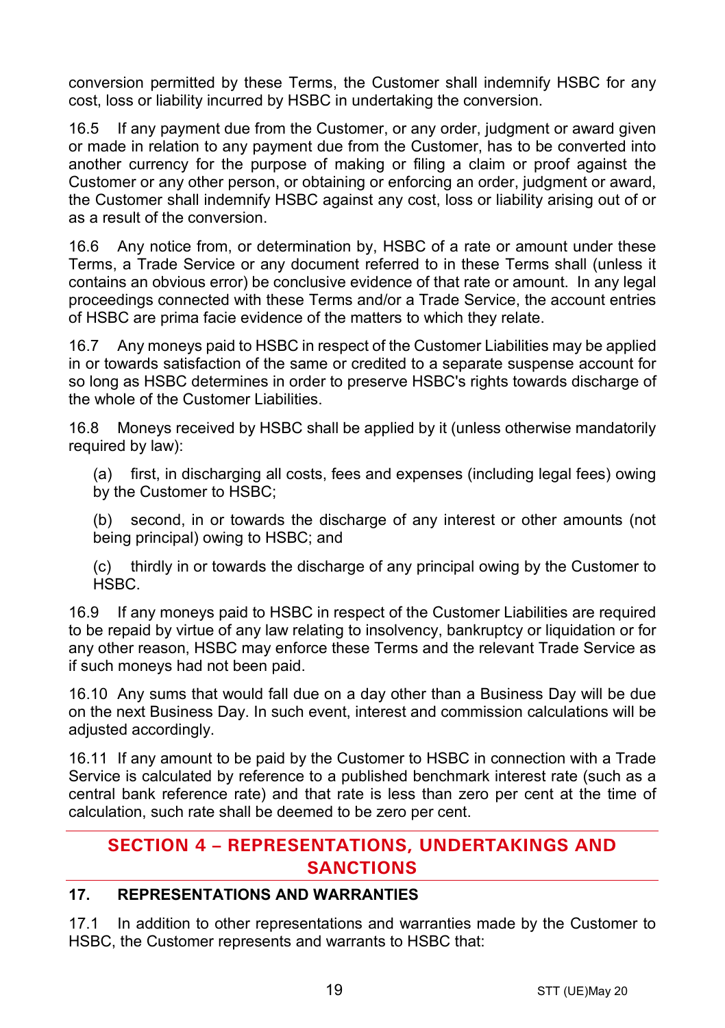conversion permitted by these Terms, the Customer shall indemnify HSBC for any cost, loss or liability incurred by HSBC in undertaking the conversion.

16.5 If any payment due from the Customer, or any order, judgment or award given or made in relation to any payment due from the Customer, has to be converted into another currency for the purpose of making or filing a claim or proof against the Customer or any other person, or obtaining or enforcing an order, judgment or award, the Customer shall indemnify HSBC against any cost, loss or liability arising out of or as a result of the conversion.

16.6 Any notice from, or determination by, HSBC of a rate or amount under these Terms, a Trade Service or any document referred to in these Terms shall (unless it contains an obvious error) be conclusive evidence of that rate or amount. In any legal proceedings connected with these Terms and/or a Trade Service, the account entries of HSBC are prima facie evidence of the matters to which they relate.

16.7 Any moneys paid to HSBC in respect of the Customer Liabilities may be applied in or towards satisfaction of the same or credited to a separate suspense account for so long as HSBC determines in order to preserve HSBC's rights towards discharge of the whole of the Customer Liabilities.

16.8 Moneys received by HSBC shall be applied by it (unless otherwise mandatorily required by law):

(a) first, in discharging all costs, fees and expenses (including legal fees) owing by the Customer to HSBC;

(b) second, in or towards the discharge of any interest or other amounts (not being principal) owing to HSBC; and

(c) thirdly in or towards the discharge of any principal owing by the Customer to HSBC.

16.9 If any moneys paid to HSBC in respect of the Customer Liabilities are required to be repaid by virtue of any law relating to insolvency, bankruptcy or liquidation or for any other reason, HSBC may enforce these Terms and the relevant Trade Service as if such moneys had not been paid.

16.10 Any sums that would fall due on a day other than a Business Day will be due on the next Business Day. In such event, interest and commission calculations will be adjusted accordingly.

16.11 If any amount to be paid by the Customer to HSBC in connection with a Trade Service is calculated by reference to a published benchmark interest rate (such as a central bank reference rate) and that rate is less than zero per cent at the time of calculation, such rate shall be deemed to be zero per cent.

## SECTION 4 – REPRESENTATIONS, UNDERTAKINGS AND SANCTIONS

### 17. REPRESENTATIONS AND WARRANTIES

17.1 In addition to other representations and warranties made by the Customer to HSBC, the Customer represents and warrants to HSBC that: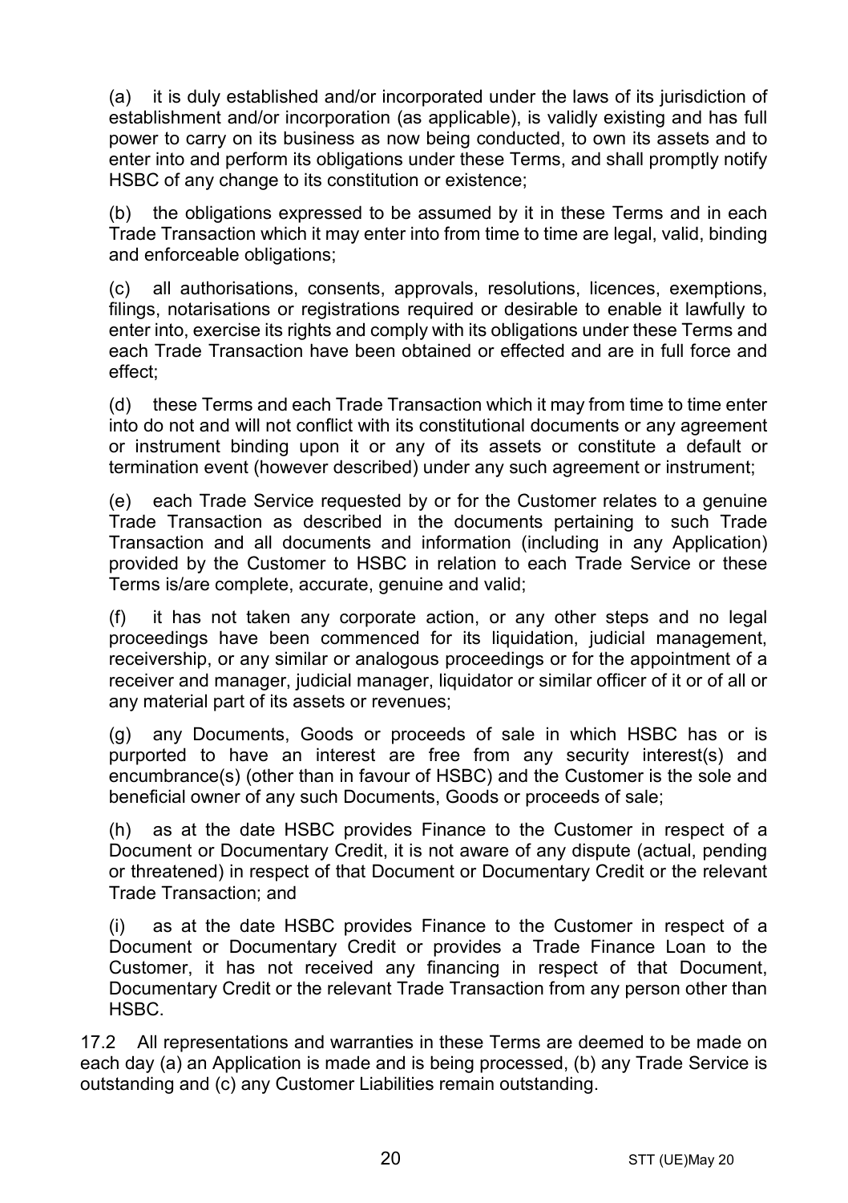(a) it is duly established and/or incorporated under the laws of its jurisdiction of establishment and/or incorporation (as applicable), is validly existing and has full power to carry on its business as now being conducted, to own its assets and to enter into and perform its obligations under these Terms, and shall promptly notify HSBC of any change to its constitution or existence;

(b) the obligations expressed to be assumed by it in these Terms and in each Trade Transaction which it may enter into from time to time are legal, valid, binding and enforceable obligations;

(c) all authorisations, consents, approvals, resolutions, licences, exemptions, filings, notarisations or registrations required or desirable to enable it lawfully to enter into, exercise its rights and comply with its obligations under these Terms and each Trade Transaction have been obtained or effected and are in full force and effect;

(d) these Terms and each Trade Transaction which it may from time to time enter into do not and will not conflict with its constitutional documents or any agreement or instrument binding upon it or any of its assets or constitute a default or termination event (however described) under any such agreement or instrument;

(e) each Trade Service requested by or for the Customer relates to a genuine Trade Transaction as described in the documents pertaining to such Trade Transaction and all documents and information (including in any Application) provided by the Customer to HSBC in relation to each Trade Service or these Terms is/are complete, accurate, genuine and valid;

(f) it has not taken any corporate action, or any other steps and no legal proceedings have been commenced for its liquidation, judicial management, receivership, or any similar or analogous proceedings or for the appointment of a receiver and manager, judicial manager, liquidator or similar officer of it or of all or any material part of its assets or revenues;

(g) any Documents, Goods or proceeds of sale in which HSBC has or is purported to have an interest are free from any security interest(s) and encumbrance(s) (other than in favour of HSBC) and the Customer is the sole and beneficial owner of any such Documents, Goods or proceeds of sale;

(h) as at the date HSBC provides Finance to the Customer in respect of a Document or Documentary Credit, it is not aware of any dispute (actual, pending or threatened) in respect of that Document or Documentary Credit or the relevant Trade Transaction; and

(i) as at the date HSBC provides Finance to the Customer in respect of a Document or Documentary Credit or provides a Trade Finance Loan to the Customer, it has not received any financing in respect of that Document, Documentary Credit or the relevant Trade Transaction from any person other than HSBC.

17.2 All representations and warranties in these Terms are deemed to be made on each day (a) an Application is made and is being processed, (b) any Trade Service is outstanding and (c) any Customer Liabilities remain outstanding.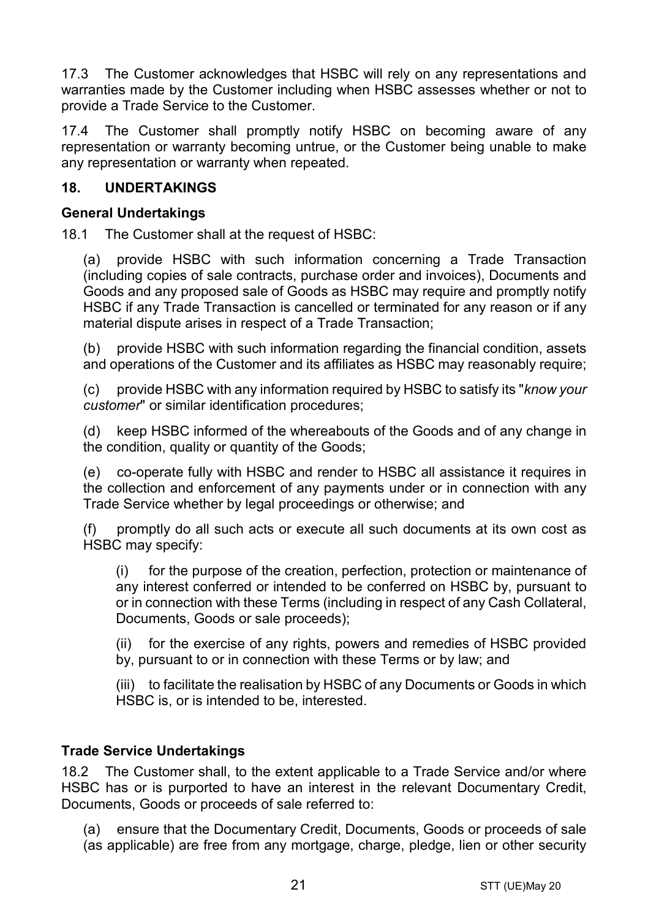17.3 The Customer acknowledges that HSBC will rely on any representations and warranties made by the Customer including when HSBC assesses whether or not to provide a Trade Service to the Customer.

17.4 The Customer shall promptly notify HSBC on becoming aware of any representation or warranty becoming untrue, or the Customer being unable to make any representation or warranty when repeated.

## 18. UNDERTAKINGS

### General Undertakings

18.1 The Customer shall at the request of HSBC:

(a) provide HSBC with such information concerning a Trade Transaction (including copies of sale contracts, purchase order and invoices), Documents and Goods and any proposed sale of Goods as HSBC may require and promptly notify HSBC if any Trade Transaction is cancelled or terminated for any reason or if any material dispute arises in respect of a Trade Transaction;

(b) provide HSBC with such information regarding the financial condition, assets and operations of the Customer and its affiliates as HSBC may reasonably require;

(c) provide HSBC with any information required by HSBC to satisfy its "*know your customer*" or similar identification procedures;

(d) keep HSBC informed of the whereabouts of the Goods and of any change in the condition, quality or quantity of the Goods;

(e) co-operate fully with HSBC and render to HSBC all assistance it requires in the collection and enforcement of any payments under or in connection with any Trade Service whether by legal proceedings or otherwise; and

(f) promptly do all such acts or execute all such documents at its own cost as HSBC may specify:

(i) for the purpose of the creation, perfection, protection or maintenance of any interest conferred or intended to be conferred on HSBC by, pursuant to or in connection with these Terms (including in respect of any Cash Collateral, Documents, Goods or sale proceeds);

(ii) for the exercise of any rights, powers and remedies of HSBC provided by, pursuant to or in connection with these Terms or by law; and

(iii) to facilitate the realisation by HSBC of any Documents or Goods in which HSBC is, or is intended to be, interested.

### Trade Service Undertakings

18.2 The Customer shall, to the extent applicable to a Trade Service and/or where HSBC has or is purported to have an interest in the relevant Documentary Credit, Documents, Goods or proceeds of sale referred to:

(a) ensure that the Documentary Credit, Documents, Goods or proceeds of sale (as applicable) are free from any mortgage, charge, pledge, lien or other security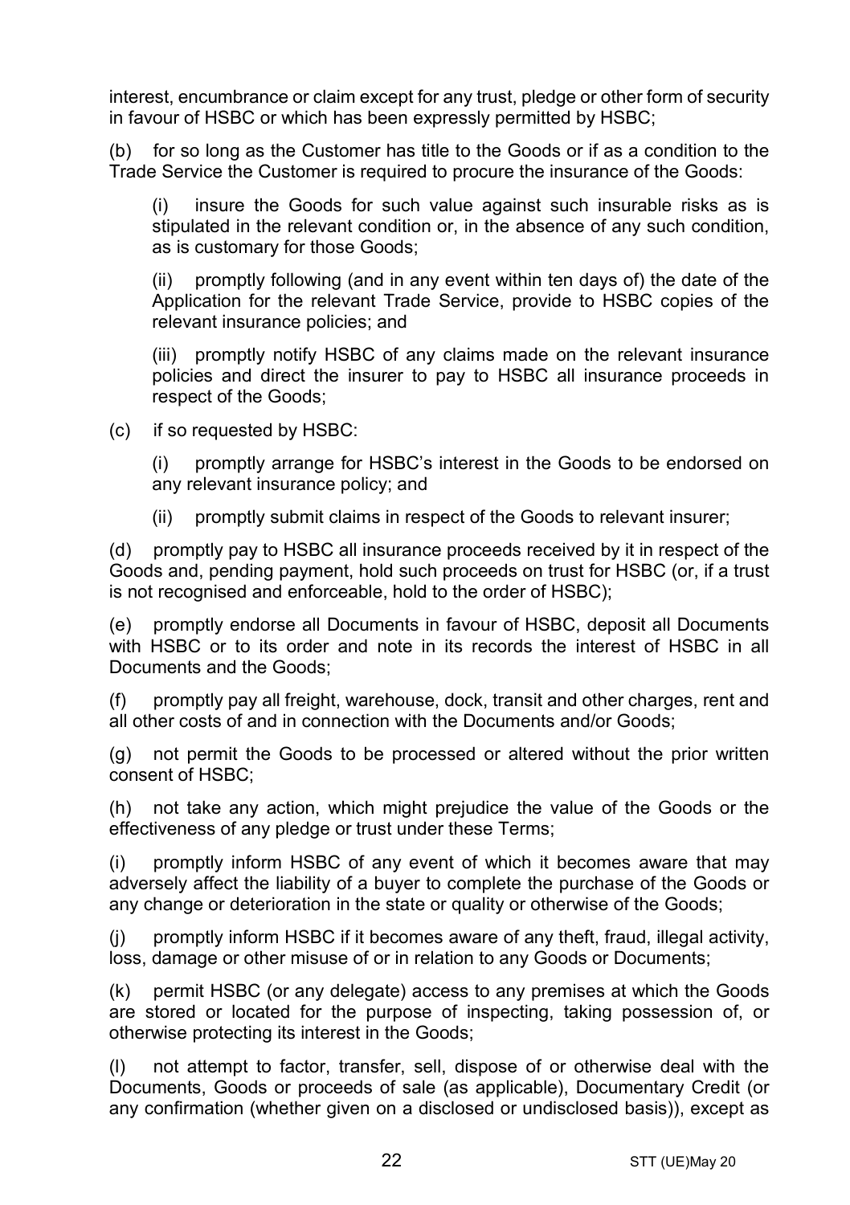interest, encumbrance or claim except for any trust, pledge or other form of security in favour of HSBC or which has been expressly permitted by HSBC;

(b) for so long as the Customer has title to the Goods or if as a condition to the Trade Service the Customer is required to procure the insurance of the Goods:

(i) insure the Goods for such value against such insurable risks as is stipulated in the relevant condition or, in the absence of any such condition, as is customary for those Goods;

(ii) promptly following (and in any event within ten days of) the date of the Application for the relevant Trade Service, provide to HSBC copies of the relevant insurance policies; and

(iii) promptly notify HSBC of any claims made on the relevant insurance policies and direct the insurer to pay to HSBC all insurance proceeds in respect of the Goods;

(c) if so requested by HSBC:

(i) promptly arrange for HSBC's interest in the Goods to be endorsed on any relevant insurance policy; and

(ii) promptly submit claims in respect of the Goods to relevant insurer;

(d) promptly pay to HSBC all insurance proceeds received by it in respect of the Goods and, pending payment, hold such proceeds on trust for HSBC (or, if a trust is not recognised and enforceable, hold to the order of HSBC);

(e) promptly endorse all Documents in favour of HSBC, deposit all Documents with HSBC or to its order and note in its records the interest of HSBC in all Documents and the Goods;

(f) promptly pay all freight, warehouse, dock, transit and other charges, rent and all other costs of and in connection with the Documents and/or Goods;

(g) not permit the Goods to be processed or altered without the prior written consent of HSBC;

(h) not take any action, which might prejudice the value of the Goods or the effectiveness of any pledge or trust under these Terms;

(i) promptly inform HSBC of any event of which it becomes aware that may adversely affect the liability of a buyer to complete the purchase of the Goods or any change or deterioration in the state or quality or otherwise of the Goods;

(j) promptly inform HSBC if it becomes aware of any theft, fraud, illegal activity, loss, damage or other misuse of or in relation to any Goods or Documents;

(k) permit HSBC (or any delegate) access to any premises at which the Goods are stored or located for the purpose of inspecting, taking possession of, or otherwise protecting its interest in the Goods;

(l) not attempt to factor, transfer, sell, dispose of or otherwise deal with the Documents, Goods or proceeds of sale (as applicable), Documentary Credit (or any confirmation (whether given on a disclosed or undisclosed basis)), except as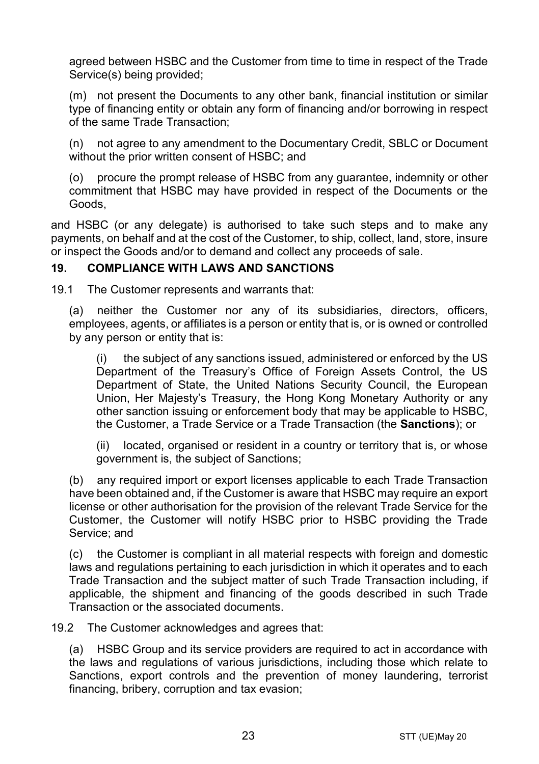agreed between HSBC and the Customer from time to time in respect of the Trade Service(s) being provided;

(m) not present the Documents to any other bank, financial institution or similar type of financing entity or obtain any form of financing and/or borrowing in respect of the same Trade Transaction;

(n) not agree to any amendment to the Documentary Credit, SBLC or Document without the prior written consent of HSBC; and

(o) procure the prompt release of HSBC from any guarantee, indemnity or other commitment that HSBC may have provided in respect of the Documents or the Goods,

and HSBC (or any delegate) is authorised to take such steps and to make any payments, on behalf and at the cost of the Customer, to ship, collect, land, store, insure or inspect the Goods and/or to demand and collect any proceeds of sale.

## 19. COMPLIANCE WITH LAWS AND SANCTIONS

19.1 The Customer represents and warrants that:

(a) neither the Customer nor any of its subsidiaries, directors, officers, employees, agents, or affiliates is a person or entity that is, or is owned or controlled by any person or entity that is:

(i) the subject of any sanctions issued, administered or enforced by the US Department of the Treasury's Office of Foreign Assets Control, the US Department of State, the United Nations Security Council, the European Union, Her Majesty's Treasury, the Hong Kong Monetary Authority or any other sanction issuing or enforcement body that may be applicable to HSBC, the Customer, a Trade Service or a Trade Transaction (the **Sanctions**); or

(ii) located, organised or resident in a country or territory that is, or whose government is, the subject of Sanctions;

(b) any required import or export licenses applicable to each Trade Transaction have been obtained and, if the Customer is aware that HSBC may require an export license or other authorisation for the provision of the relevant Trade Service for the Customer, the Customer will notify HSBC prior to HSBC providing the Trade Service; and

(c) the Customer is compliant in all material respects with foreign and domestic laws and regulations pertaining to each jurisdiction in which it operates and to each Trade Transaction and the subject matter of such Trade Transaction including, if applicable, the shipment and financing of the goods described in such Trade Transaction or the associated documents.

19.2 The Customer acknowledges and agrees that:

(a) HSBC Group and its service providers are required to act in accordance with the laws and regulations of various jurisdictions, including those which relate to Sanctions, export controls and the prevention of money laundering, terrorist financing, bribery, corruption and tax evasion;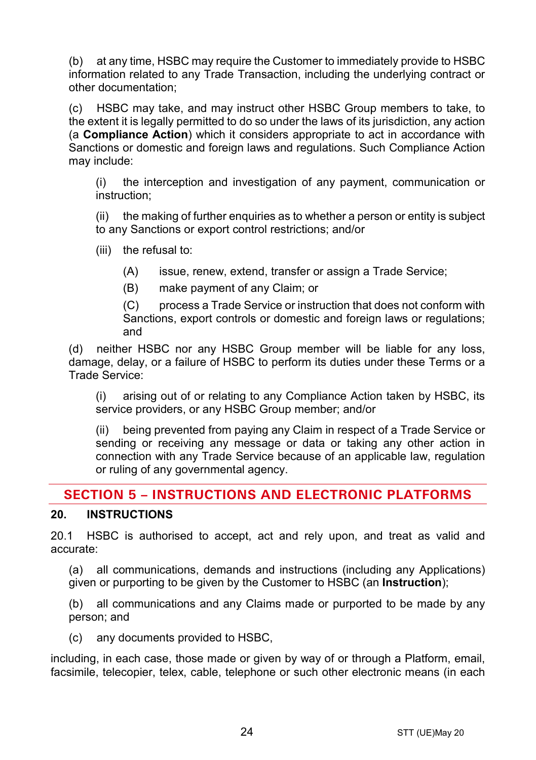(b) at any time, HSBC may require the Customer to immediately provide to HSBC information related to any Trade Transaction, including the underlying contract or other documentation;

(c) HSBC may take, and may instruct other HSBC Group members to take, to the extent it is legally permitted to do so under the laws of its jurisdiction, any action (a **Compliance Action**) which it considers appropriate to act in accordance with Sanctions or domestic and foreign laws and regulations. Such Compliance Action may include:

(i) the interception and investigation of any payment, communication or instruction;

(ii) the making of further enquiries as to whether a person or entity is subject to any Sanctions or export control restrictions; and/or

(iii) the refusal to:

(A) issue, renew, extend, transfer or assign a Trade Service;

(B) make payment of any Claim; or

(C) process a Trade Service or instruction that does not conform with Sanctions, export controls or domestic and foreign laws or regulations; and

(d) neither HSBC nor any HSBC Group member will be liable for any loss, damage, delay, or a failure of HSBC to perform its duties under these Terms or a Trade Service:

(i) arising out of or relating to any Compliance Action taken by HSBC, its service providers, or any HSBC Group member; and/or

(ii) being prevented from paying any Claim in respect of a Trade Service or sending or receiving any message or data or taking any other action in connection with any Trade Service because of an applicable law, regulation or ruling of any governmental agency.

## SECTION 5 – INSTRUCTIONS AND ELECTRONIC PLATFORMS

### 20. INSTRUCTIONS

20.1 HSBC is authorised to accept, act and rely upon, and treat as valid and accurate:

(a) all communications, demands and instructions (including any Applications) given or purporting to be given by the Customer to HSBC (an **Instruction**);

(b) all communications and any Claims made or purported to be made by any person; and

(c) any documents provided to HSBC,

including, in each case, those made or given by way of or through a Platform, email, facsimile, telecopier, telex, cable, telephone or such other electronic means (in each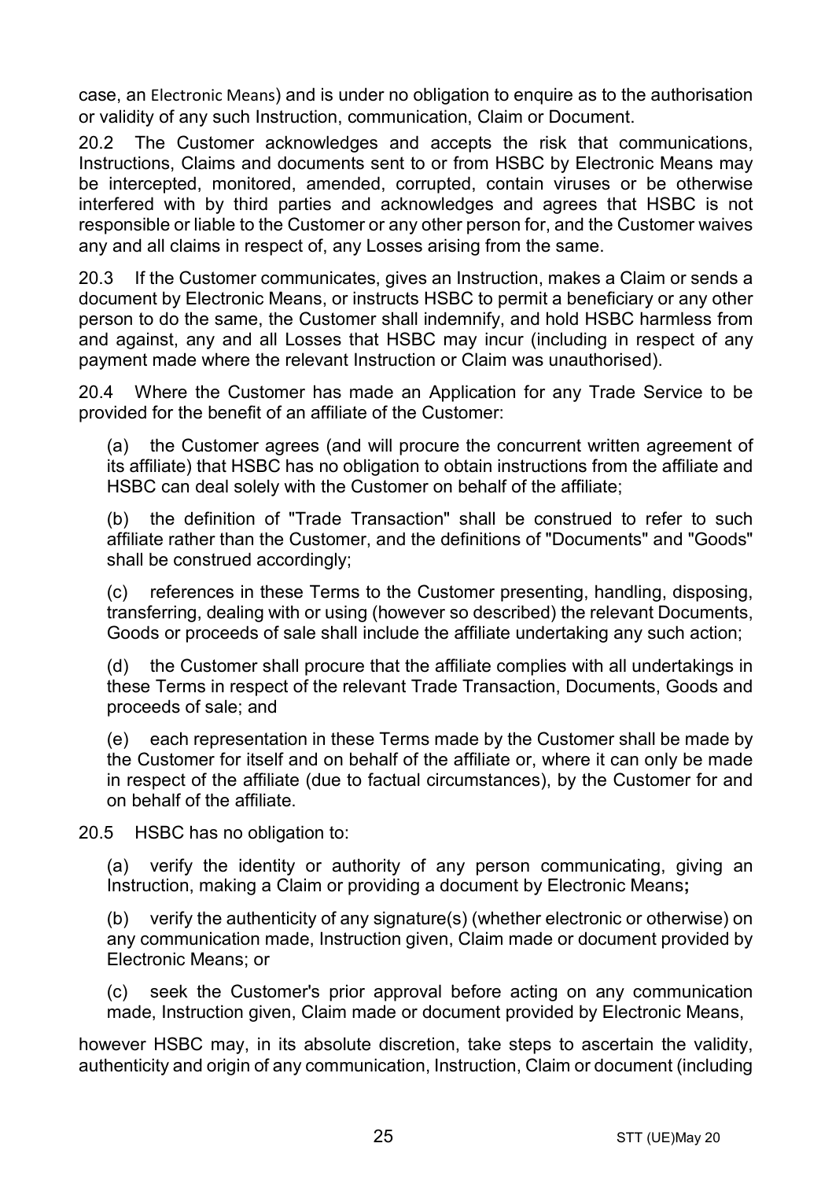case, an Electronic Means) and is under no obligation to enquire as to the authorisation or validity of any such Instruction, communication, Claim or Document.

20.2 The Customer acknowledges and accepts the risk that communications, Instructions, Claims and documents sent to or from HSBC by Electronic Means may be intercepted, monitored, amended, corrupted, contain viruses or be otherwise interfered with by third parties and acknowledges and agrees that HSBC is not responsible or liable to the Customer or any other person for, and the Customer waives any and all claims in respect of, any Losses arising from the same.

20.3 If the Customer communicates, gives an Instruction, makes a Claim or sends a document by Electronic Means, or instructs HSBC to permit a beneficiary or any other person to do the same, the Customer shall indemnify, and hold HSBC harmless from and against, any and all Losses that HSBC may incur (including in respect of any payment made where the relevant Instruction or Claim was unauthorised).

20.4 Where the Customer has made an Application for any Trade Service to be provided for the benefit of an affiliate of the Customer:

(a) the Customer agrees (and will procure the concurrent written agreement of its affiliate) that HSBC has no obligation to obtain instructions from the affiliate and HSBC can deal solely with the Customer on behalf of the affiliate;

(b) the definition of "Trade Transaction" shall be construed to refer to such affiliate rather than the Customer, and the definitions of "Documents" and "Goods" shall be construed accordingly;

(c) references in these Terms to the Customer presenting, handling, disposing, transferring, dealing with or using (however so described) the relevant Documents, Goods or proceeds of sale shall include the affiliate undertaking any such action;

(d) the Customer shall procure that the affiliate complies with all undertakings in these Terms in respect of the relevant Trade Transaction, Documents, Goods and proceeds of sale; and

(e) each representation in these Terms made by the Customer shall be made by the Customer for itself and on behalf of the affiliate or, where it can only be made in respect of the affiliate (due to factual circumstances), by the Customer for and on behalf of the affiliate.

20.5 HSBC has no obligation to:

(a) verify the identity or authority of any person communicating, giving an Instruction, making a Claim or providing a document by Electronic Means**;**

(b) verify the authenticity of any signature(s) (whether electronic or otherwise) on any communication made, Instruction given, Claim made or document provided by Electronic Means; or

(c) seek the Customer's prior approval before acting on any communication made, Instruction given, Claim made or document provided by Electronic Means,

however HSBC may, in its absolute discretion, take steps to ascertain the validity, authenticity and origin of any communication, Instruction, Claim or document (including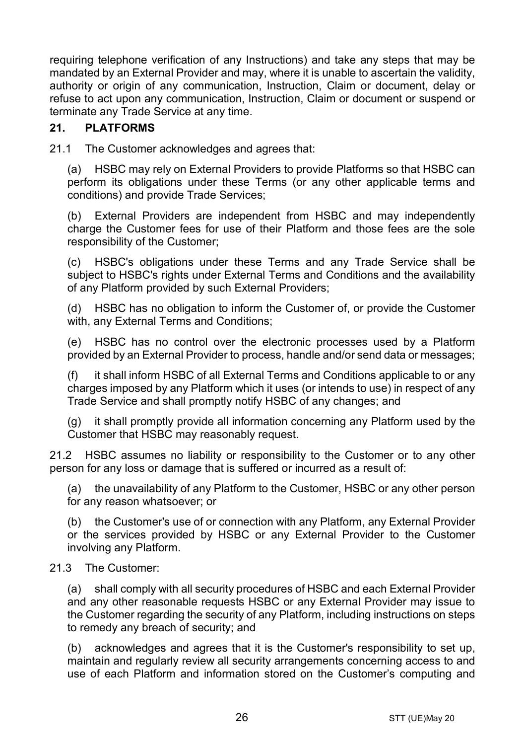requiring telephone verification of any Instructions) and take any steps that may be mandated by an External Provider and may, where it is unable to ascertain the validity, authority or origin of any communication, Instruction, Claim or document, delay or refuse to act upon any communication, Instruction, Claim or document or suspend or terminate any Trade Service at any time.

## 21. PLATFORMS

21.1 The Customer acknowledges and agrees that:

(a) HSBC may rely on External Providers to provide Platforms so that HSBC can perform its obligations under these Terms (or any other applicable terms and conditions) and provide Trade Services;

(b) External Providers are independent from HSBC and may independently charge the Customer fees for use of their Platform and those fees are the sole responsibility of the Customer;

(c) HSBC's obligations under these Terms and any Trade Service shall be subject to HSBC's rights under External Terms and Conditions and the availability of any Platform provided by such External Providers;

(d) HSBC has no obligation to inform the Customer of, or provide the Customer with, any External Terms and Conditions;

(e) HSBC has no control over the electronic processes used by a Platform provided by an External Provider to process, handle and/or send data or messages;

(f) it shall inform HSBC of all External Terms and Conditions applicable to or any charges imposed by any Platform which it uses (or intends to use) in respect of any Trade Service and shall promptly notify HSBC of any changes; and

(g) it shall promptly provide all information concerning any Platform used by the Customer that HSBC may reasonably request.

21.2 HSBC assumes no liability or responsibility to the Customer or to any other person for any loss or damage that is suffered or incurred as a result of:

(a) the unavailability of any Platform to the Customer, HSBC or any other person for any reason whatsoever; or

(b) the Customer's use of or connection with any Platform, any External Provider or the services provided by HSBC or any External Provider to the Customer involving any Platform.

21.3 The Customer:

(a) shall comply with all security procedures of HSBC and each External Provider and any other reasonable requests HSBC or any External Provider may issue to the Customer regarding the security of any Platform, including instructions on steps to remedy any breach of security; and

(b) acknowledges and agrees that it is the Customer's responsibility to set up, maintain and regularly review all security arrangements concerning access to and use of each Platform and information stored on the Customer's computing and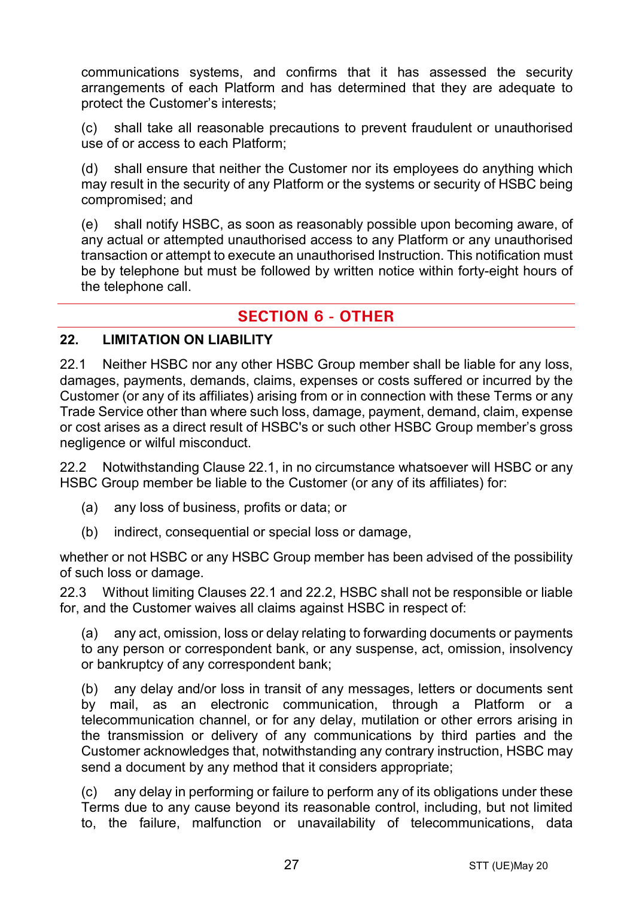communications systems, and confirms that it has assessed the security arrangements of each Platform and has determined that they are adequate to protect the Customer's interests;

(c) shall take all reasonable precautions to prevent fraudulent or unauthorised use of or access to each Platform;

(d) shall ensure that neither the Customer nor its employees do anything which may result in the security of any Platform or the systems or security of HSBC being compromised; and

(e) shall notify HSBC, as soon as reasonably possible upon becoming aware, of any actual or attempted unauthorised access to any Platform or any unauthorised transaction or attempt to execute an unauthorised Instruction. This notification must be by telephone but must be followed by written notice within forty-eight hours of the telephone call.

## SECTION 6 - OTHER

### 22. LIMITATION ON LIABILITY

22.1 Neither HSBC nor any other HSBC Group member shall be liable for any loss, damages, payments, demands, claims, expenses or costs suffered or incurred by the Customer (or any of its affiliates) arising from or in connection with these Terms or any Trade Service other than where such loss, damage, payment, demand, claim, expense or cost arises as a direct result of HSBC's or such other HSBC Group member's gross negligence or wilful misconduct.

22.2 Notwithstanding Clause 22.1, in no circumstance whatsoever will HSBC or any HSBC Group member be liable to the Customer (or any of its affiliates) for:

(a) any loss of business, profits or data; or

(b) indirect, consequential or special loss or damage,

whether or not HSBC or any HSBC Group member has been advised of the possibility of such loss or damage.

22.3 Without limiting Clauses 22.1 and 22.2, HSBC shall not be responsible or liable for, and the Customer waives all claims against HSBC in respect of:

(a) any act, omission, loss or delay relating to forwarding documents or payments to any person or correspondent bank, or any suspense, act, omission, insolvency or bankruptcy of any correspondent bank;

(b) any delay and/or loss in transit of any messages, letters or documents sent by mail, as an electronic communication, through a Platform or a telecommunication channel, or for any delay, mutilation or other errors arising in the transmission or delivery of any communications by third parties and the Customer acknowledges that, notwithstanding any contrary instruction, HSBC may send a document by any method that it considers appropriate;

(c) any delay in performing or failure to perform any of its obligations under these Terms due to any cause beyond its reasonable control, including, but not limited to, the failure, malfunction or unavailability of telecommunications, data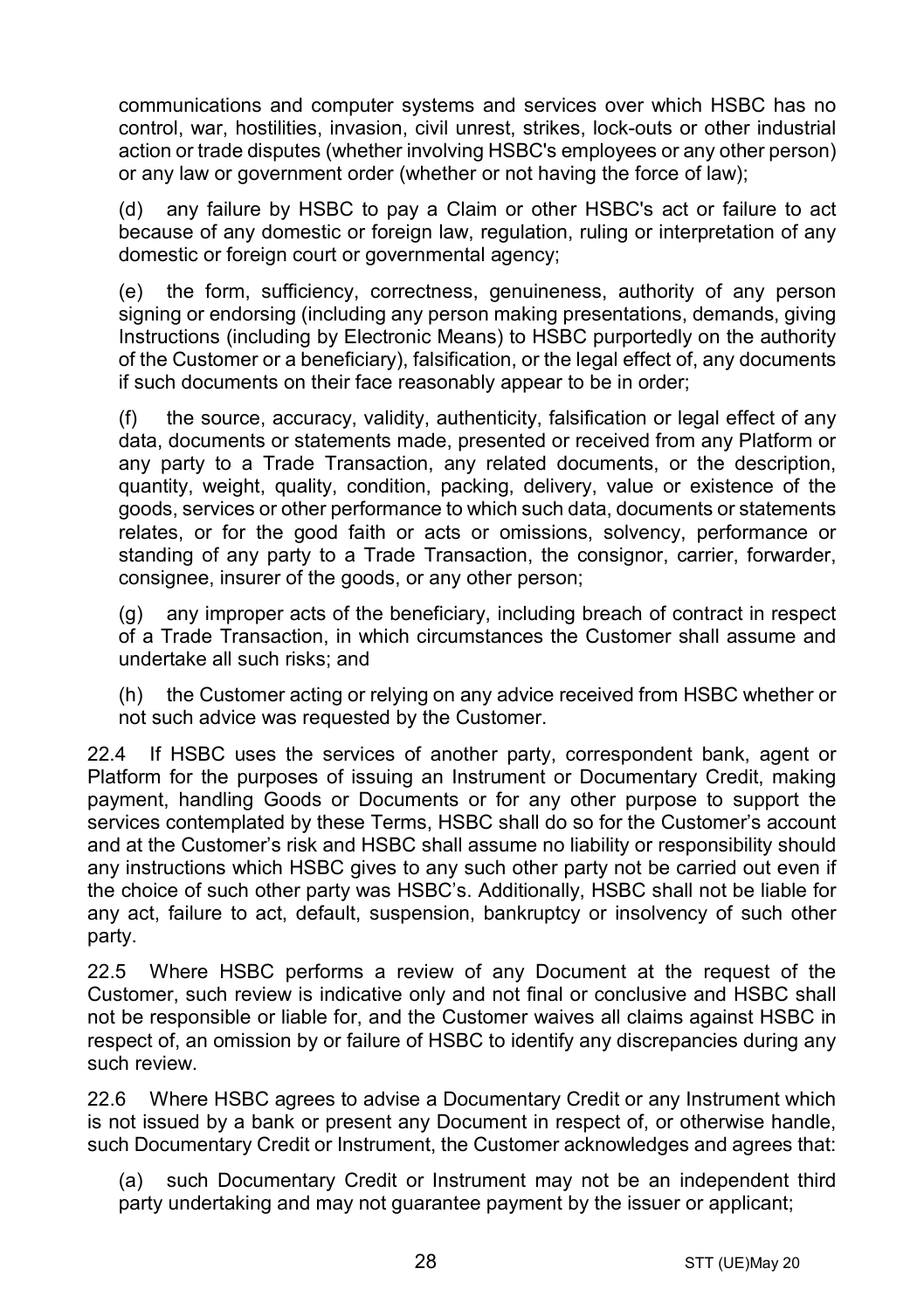communications and computer systems and services over which HSBC has no control, war, hostilities, invasion, civil unrest, strikes, lock-outs or other industrial action or trade disputes (whether involving HSBC's employees or any other person) or any law or government order (whether or not having the force of law);

(d) any failure by HSBC to pay a Claim or other HSBC's act or failure to act because of any domestic or foreign law, regulation, ruling or interpretation of any domestic or foreign court or governmental agency;

(e) the form, sufficiency, correctness, genuineness, authority of any person signing or endorsing (including any person making presentations, demands, giving Instructions (including by Electronic Means) to HSBC purportedly on the authority of the Customer or a beneficiary), falsification, or the legal effect of, any documents if such documents on their face reasonably appear to be in order;

(f) the source, accuracy, validity, authenticity, falsification or legal effect of any data, documents or statements made, presented or received from any Platform or any party to a Trade Transaction, any related documents, or the description, quantity, weight, quality, condition, packing, delivery, value or existence of the goods, services or other performance to which such data, documents or statements relates, or for the good faith or acts or omissions, solvency, performance or standing of any party to a Trade Transaction, the consignor, carrier, forwarder, consignee, insurer of the goods, or any other person;

(g) any improper acts of the beneficiary, including breach of contract in respect of a Trade Transaction, in which circumstances the Customer shall assume and undertake all such risks; and

(h) the Customer acting or relying on any advice received from HSBC whether or not such advice was requested by the Customer.

22.4 If HSBC uses the services of another party, correspondent bank, agent or Platform for the purposes of issuing an Instrument or Documentary Credit, making payment, handling Goods or Documents or for any other purpose to support the services contemplated by these Terms, HSBC shall do so for the Customer's account and at the Customer's risk and HSBC shall assume no liability or responsibility should any instructions which HSBC gives to any such other party not be carried out even if the choice of such other party was HSBC's. Additionally, HSBC shall not be liable for any act, failure to act, default, suspension, bankruptcy or insolvency of such other party.

22.5 Where HSBC performs a review of any Document at the request of the Customer, such review is indicative only and not final or conclusive and HSBC shall not be responsible or liable for, and the Customer waives all claims against HSBC in respect of, an omission by or failure of HSBC to identify any discrepancies during any such review.

22.6 Where HSBC agrees to advise a Documentary Credit or any Instrument which is not issued by a bank or present any Document in respect of, or otherwise handle, such Documentary Credit or Instrument, the Customer acknowledges and agrees that:

(a) such Documentary Credit or Instrument may not be an independent third party undertaking and may not guarantee payment by the issuer or applicant;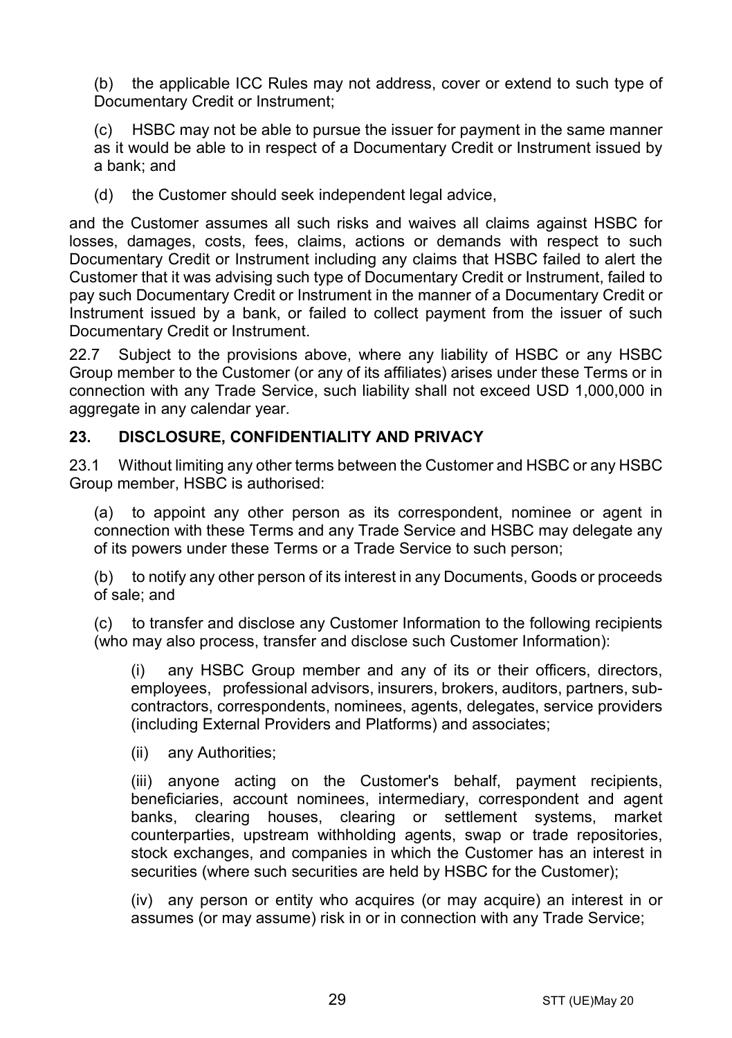(b) the applicable ICC Rules may not address, cover or extend to such type of Documentary Credit or Instrument;

(c) HSBC may not be able to pursue the issuer for payment in the same manner as it would be able to in respect of a Documentary Credit or Instrument issued by a bank; and

(d) the Customer should seek independent legal advice,

and the Customer assumes all such risks and waives all claims against HSBC for losses, damages, costs, fees, claims, actions or demands with respect to such Documentary Credit or Instrument including any claims that HSBC failed to alert the Customer that it was advising such type of Documentary Credit or Instrument, failed to pay such Documentary Credit or Instrument in the manner of a Documentary Credit or Instrument issued by a bank, or failed to collect payment from the issuer of such Documentary Credit or Instrument.

22.7 Subject to the provisions above, where any liability of HSBC or any HSBC Group member to the Customer (or any of its affiliates) arises under these Terms or in connection with any Trade Service, such liability shall not exceed USD 1,000,000 in aggregate in any calendar year.

## 23. DISCLOSURE, CONFIDENTIALITY AND PRIVACY

23.1 Without limiting any other terms between the Customer and HSBC or any HSBC Group member, HSBC is authorised:

(a) to appoint any other person as its correspondent, nominee or agent in connection with these Terms and any Trade Service and HSBC may delegate any of its powers under these Terms or a Trade Service to such person;

(b) to notify any other person of its interest in any Documents, Goods or proceeds of sale; and

(c) to transfer and disclose any Customer Information to the following recipients (who may also process, transfer and disclose such Customer Information):

(i) any HSBC Group member and any of its or their officers, directors, employees, professional advisors, insurers, brokers, auditors, partners, sub-contractors, correspondents, nominees, agents, delegates, service providers (including External Providers and Platforms) and associates;

(ii) any Authorities;

(iii) anyone acting on the Customer's behalf, payment recipients, beneficiaries, account nominees, intermediary, correspondent and agent banks, clearing houses, clearing or settlement systems, market counterparties, upstream withholding agents, swap or trade repositories, stock exchanges, and companies in which the Customer has an interest in securities (where such securities are held by HSBC for the Customer);

(iv) any person or entity who acquires (or may acquire) an interest in or assumes (or may assume) risk in or in connection with any Trade Service;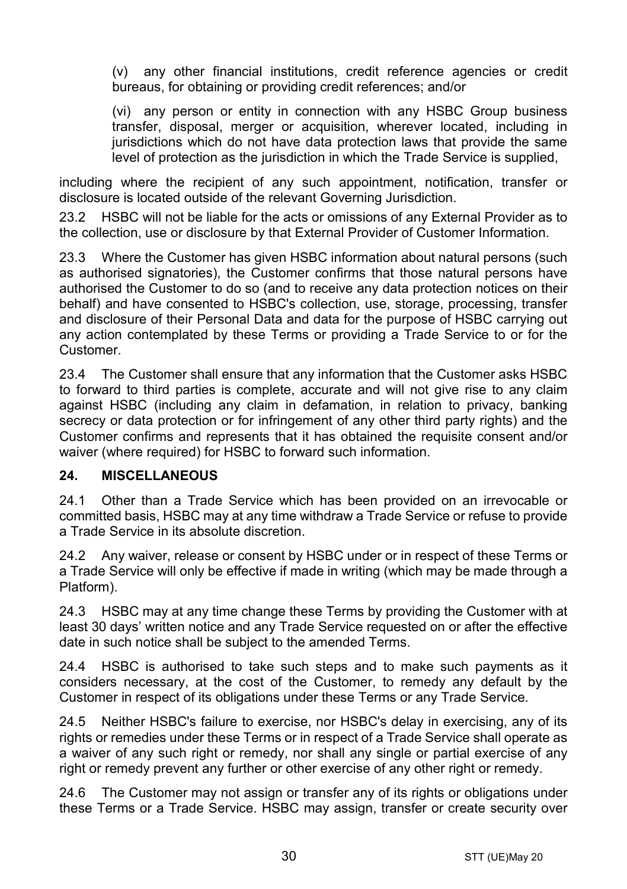(v) any other financial institutions, credit reference agencies or credit bureaus, for obtaining or providing credit references; and/or

(vi) any person or entity in connection with any HSBC Group business transfer, disposal, merger or acquisition, wherever located, including in jurisdictions which do not have data protection laws that provide the same level of protection as the jurisdiction in which the Trade Service is supplied,

including where the recipient of any such appointment, notification, transfer or disclosure is located outside of the relevant Governing Jurisdiction.

23.2 HSBC will not be liable for the acts or omissions of any External Provider as to the collection, use or disclosure by that External Provider of Customer Information.

23.3 Where the Customer has given HSBC information about natural persons (such as authorised signatories), the Customer confirms that those natural persons have authorised the Customer to do so (and to receive any data protection notices on their behalf) and have consented to HSBC's collection, use, storage, processing, transfer and disclosure of their Personal Data and data for the purpose of HSBC carrying out any action contemplated by these Terms or providing a Trade Service to or for the Customer.

23.4 The Customer shall ensure that any information that the Customer asks HSBC to forward to third parties is complete, accurate and will not give rise to any claim against HSBC (including any claim in defamation, in relation to privacy, banking secrecy or data protection or for infringement of any other third party rights) and the Customer confirms and represents that it has obtained the requisite consent and/or waiver (where required) for HSBC to forward such information.

## 24. MISCELLANEOUS

24.1 Other than a Trade Service which has been provided on an irrevocable or committed basis, HSBC may at any time withdraw a Trade Service or refuse to provide a Trade Service in its absolute discretion.

24.2 Any waiver, release or consent by HSBC under or in respect of these Terms or a Trade Service will only be effective if made in writing (which may be made through a Platform).

24.3 HSBC may at any time change these Terms by providing the Customer with at least 30 days' written notice and any Trade Service requested on or after the effective date in such notice shall be subject to the amended Terms.

24.4 HSBC is authorised to take such steps and to make such payments as it considers necessary, at the cost of the Customer, to remedy any default by the Customer in respect of its obligations under these Terms or any Trade Service.

24.5 Neither HSBC's failure to exercise, nor HSBC's delay in exercising, any of its rights or remedies under these Terms or in respect of a Trade Service shall operate as a waiver of any such right or remedy, nor shall any single or partial exercise of any right or remedy prevent any further or other exercise of any other right or remedy.

24.6 The Customer may not assign or transfer any of its rights or obligations under these Terms or a Trade Service. HSBC may assign, transfer or create security over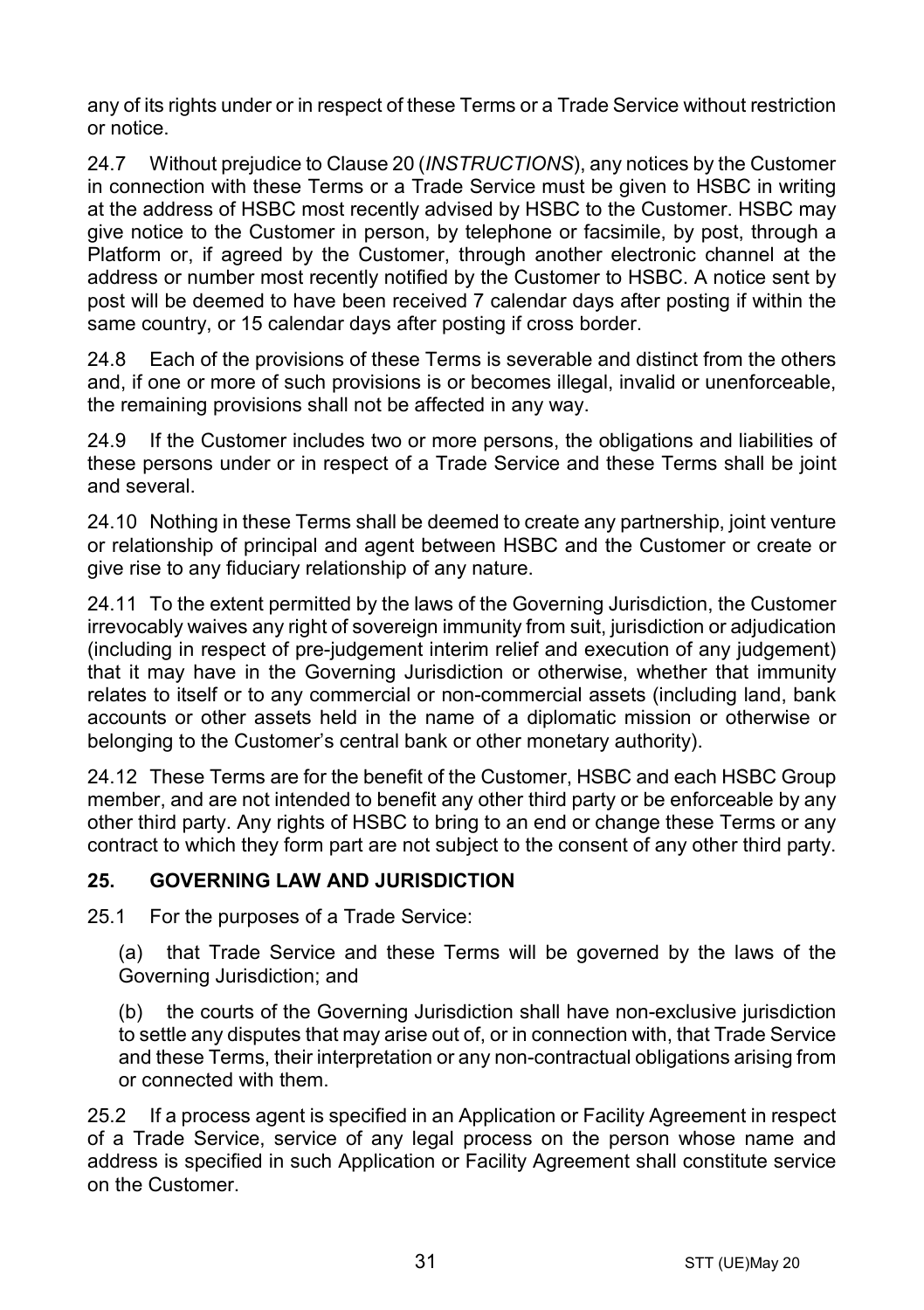any of its rights under or in respect of these Terms or a Trade Service without restriction or notice.

24.7 Without prejudice to Clause 20 (*INSTRUCTIONS*), any notices by the Customer in connection with these Terms or a Trade Service must be given to HSBC in writing at the address of HSBC most recently advised by HSBC to the Customer. HSBC may give notice to the Customer in person, by telephone or facsimile, by post, through a Platform or, if agreed by the Customer, through another electronic channel at the address or number most recently notified by the Customer to HSBC. A notice sent by post will be deemed to have been received 7 calendar days after posting if within the same country, or 15 calendar days after posting if cross border.

24.8 Each of the provisions of these Terms is severable and distinct from the others and, if one or more of such provisions is or becomes illegal, invalid or unenforceable, the remaining provisions shall not be affected in any way.

24.9 If the Customer includes two or more persons, the obligations and liabilities of these persons under or in respect of a Trade Service and these Terms shall be joint and several.

24.10 Nothing in these Terms shall be deemed to create any partnership, joint venture or relationship of principal and agent between HSBC and the Customer or create or give rise to any fiduciary relationship of any nature.

24.11 To the extent permitted by the laws of the Governing Jurisdiction, the Customer irrevocably waives any right of sovereign immunity from suit, jurisdiction or adjudication (including in respect of pre-judgement interim relief and execution of any judgement) that it may have in the Governing Jurisdiction or otherwise, whether that immunity relates to itself or to any commercial or non-commercial assets (including land, bank accounts or other assets held in the name of a diplomatic mission or otherwise or belonging to the Customer's central bank or other monetary authority).

24.12 These Terms are for the benefit of the Customer, HSBC and each HSBC Group member, and are not intended to benefit any other third party or be enforceable by any other third party. Any rights of HSBC to bring to an end or change these Terms or any contract to which they form part are not subject to the consent of any other third party.

## 25. GOVERNING LAW AND JURISDICTION

25.1 For the purposes of a Trade Service:

(a) that Trade Service and these Terms will be governed by the laws of the Governing Jurisdiction; and

(b) the courts of the Governing Jurisdiction shall have non-exclusive jurisdiction to settle any disputes that may arise out of, or in connection with, that Trade Service and these Terms, their interpretation or any non-contractual obligations arising from or connected with them.

25.2 If a process agent is specified in an Application or Facility Agreement in respect of a Trade Service, service of any legal process on the person whose name and address is specified in such Application or Facility Agreement shall constitute service on the Customer.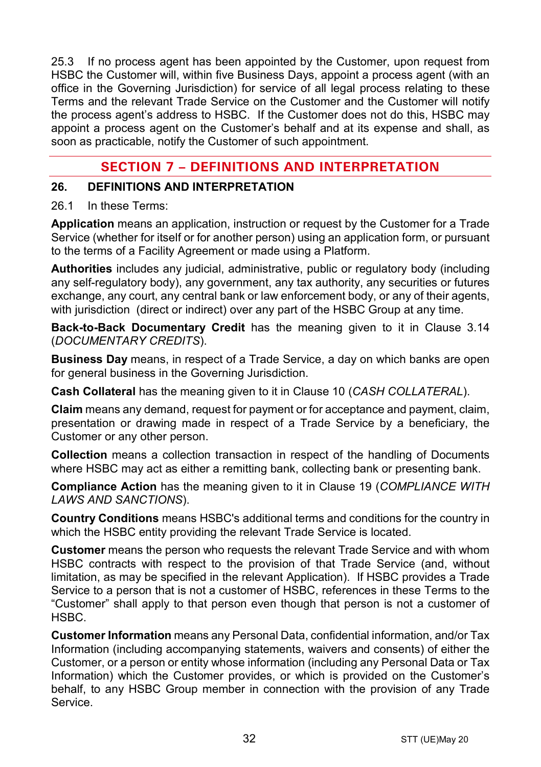25.3 If no process agent has been appointed by the Customer, upon request from HSBC the Customer will, within five Business Days, appoint a process agent (with an office in the Governing Jurisdiction) for service of all legal process relating to these Terms and the relevant Trade Service on the Customer and the Customer will notify the process agent's address to HSBC. If the Customer does not do this, HSBC may appoint a process agent on the Customer's behalf and at its expense and shall, as soon as practicable, notify the Customer of such appointment.

## SECTION 7 – DEFINITIONS AND INTERPRETATION

### 26. DEFINITIONS AND INTERPRETATION

26.1 In these Terms:

**Application** means an application, instruction or request by the Customer for a Trade Service (whether for itself or for another person) using an application form, or pursuant to the terms of a Facility Agreement or made using a Platform.

**Authorities** includes any judicial, administrative, public or regulatory body (including any self-regulatory body), any government, any tax authority, any securities or futures exchange, any court, any central bank or law enforcement body, or any of their agents, with jurisdiction (direct or indirect) over any part of the HSBC Group at any time.

**Back-to-Back Documentary Credit** has the meaning given to it in Clause 3.14 (*DOCUMENTARY CREDITS*).

**Business Day** means, in respect of a Trade Service, a day on which banks are open for general business in the Governing Jurisdiction.

**Cash Collateral** has the meaning given to it in Clause 10 (*CASH COLLATERAL*).

**Claim** means any demand, request for payment or for acceptance and payment, claim, presentation or drawing made in respect of a Trade Service by a beneficiary, the Customer or any other person.

**Collection** means a collection transaction in respect of the handling of Documents where HSBC may act as either a remitting bank, collecting bank or presenting bank.

**Compliance Action** has the meaning given to it in Clause 19 (*COMPLIANCE WITH LAWS AND SANCTIONS*).

**Country Conditions** means HSBC's additional terms and conditions for the country in which the HSBC entity providing the relevant Trade Service is located.

**Customer** means the person who requests the relevant Trade Service and with whom HSBC contracts with respect to the provision of that Trade Service (and, without limitation, as may be specified in the relevant Application). If HSBC provides a Trade Service to a person that is not a customer of HSBC, references in these Terms to the "Customer" shall apply to that person even though that person is not a customer of HSBC.

**Customer Information** means any Personal Data, confidential information, and/or Tax Information (including accompanying statements, waivers and consents) of either the Customer, or a person or entity whose information (including any Personal Data or Tax Information) which the Customer provides, or which is provided on the Customer's behalf, to any HSBC Group member in connection with the provision of any Trade Service.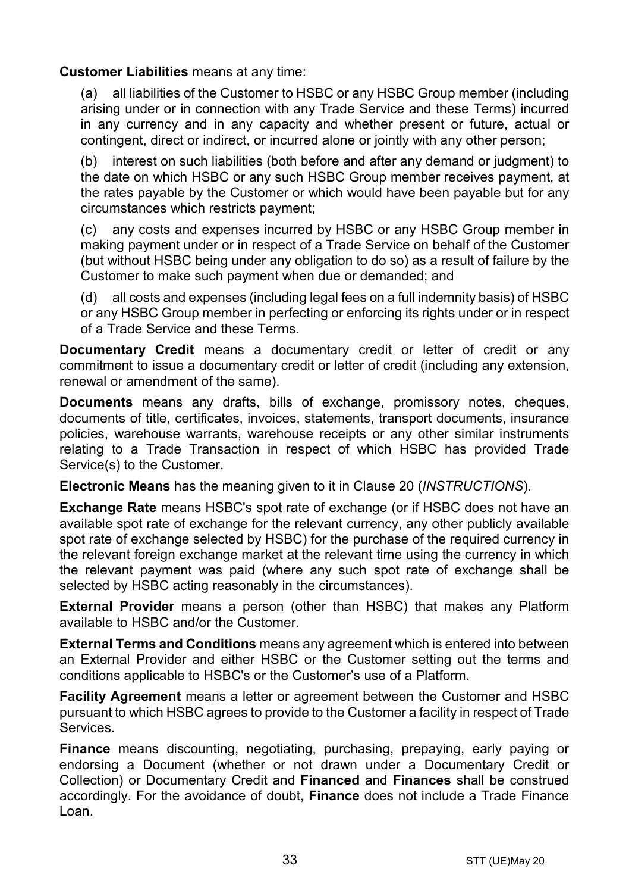**Customer Liabilities** means at any time:

(a) all liabilities of the Customer to HSBC or any HSBC Group member (including arising under or in connection with any Trade Service and these Terms) incurred in any currency and in any capacity and whether present or future, actual or contingent, direct or indirect, or incurred alone or jointly with any other person;

(b) interest on such liabilities (both before and after any demand or judgment) to the date on which HSBC or any such HSBC Group member receives payment, at the rates payable by the Customer or which would have been payable but for any circumstances which restricts payment;

(c) any costs and expenses incurred by HSBC or any HSBC Group member in making payment under or in respect of a Trade Service on behalf of the Customer (but without HSBC being under any obligation to do so) as a result of failure by the Customer to make such payment when due or demanded; and

(d) all costs and expenses (including legal fees on a full indemnity basis) of HSBC or any HSBC Group member in perfecting or enforcing its rights under or in respect of a Trade Service and these Terms.

**Documentary Credit** means a documentary credit or letter of credit or any commitment to issue a documentary credit or letter of credit (including any extension, renewal or amendment of the same).

**Documents** means any drafts, bills of exchange, promissory notes, cheques, documents of title, certificates, invoices, statements, transport documents, insurance policies, warehouse warrants, warehouse receipts or any other similar instruments relating to a Trade Transaction in respect of which HSBC has provided Trade Service(s) to the Customer.

**Electronic Means** has the meaning given to it in Clause 20 (*INSTRUCTIONS*).

**Exchange Rate** means HSBC's spot rate of exchange (or if HSBC does not have an available spot rate of exchange for the relevant currency, any other publicly available spot rate of exchange selected by HSBC) for the purchase of the required currency in the relevant foreign exchange market at the relevant time using the currency in which the relevant payment was paid (where any such spot rate of exchange shall be selected by HSBC acting reasonably in the circumstances).

**External Provider** means a person (other than HSBC) that makes any Platform available to HSBC and/or the Customer.

**External Terms and Conditions** means any agreement which is entered into between an External Provider and either HSBC or the Customer setting out the terms and conditions applicable to HSBC's or the Customer's use of a Platform.

**Facility Agreement** means a letter or agreement between the Customer and HSBC pursuant to which HSBC agrees to provide to the Customer a facility in respect of Trade Services.

**Finance** means discounting, negotiating, purchasing, prepaying, early paying or endorsing a Document (whether or not drawn under a Documentary Credit or Collection) or Documentary Credit and **Financed** and **Finances** shall be construed accordingly. For the avoidance of doubt, **Finance** does not include a Trade Finance Loan.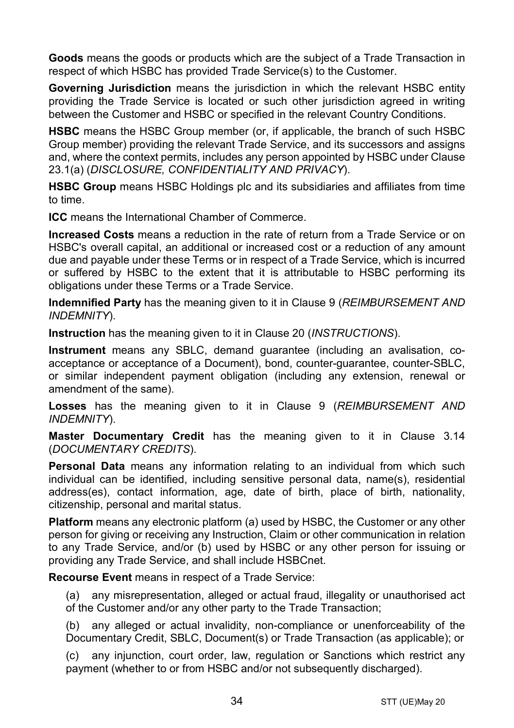**Goods** means the goods or products which are the subject of a Trade Transaction in respect of which HSBC has provided Trade Service(s) to the Customer.

**Governing Jurisdiction** means the jurisdiction in which the relevant HSBC entity providing the Trade Service is located or such other jurisdiction agreed in writing between the Customer and HSBC or specified in the relevant Country Conditions.

**HSBC** means the HSBC Group member (or, if applicable, the branch of such HSBC Group member) providing the relevant Trade Service, and its successors and assigns and, where the context permits, includes any person appointed by HSBC under Clause 23.1(a) (*DISCLOSURE, CONFIDENTIALITY AND PRIVACY*).

**HSBC Group** means HSBC Holdings plc and its subsidiaries and affiliates from time to time.

**ICC** means the International Chamber of Commerce.

**Increased Costs** means a reduction in the rate of return from a Trade Service or on HSBC's overall capital, an additional or increased cost or a reduction of any amount due and payable under these Terms or in respect of a Trade Service, which is incurred or suffered by HSBC to the extent that it is attributable to HSBC performing its obligations under these Terms or a Trade Service.

**Indemnified Party** has the meaning given to it in Clause 9 (*REIMBURSEMENT AND INDEMNITY*).

**Instruction** has the meaning given to it in Clause 20 (*INSTRUCTIONS*).

**Instrument** means any SBLC, demand guarantee (including an avalisation, co-acceptance or acceptance of a Document), bond, counter-guarantee, counter-SBLC, or similar independent payment obligation (including any extension, renewal or amendment of the same).

**Losses** has the meaning given to it in Clause 9 (*REIMBURSEMENT AND INDEMNITY*).

**Master Documentary Credit** has the meaning given to it in Clause 3.14 (*DOCUMENTARY CREDITS*).

**Personal Data** means any information relating to an individual from which such individual can be identified, including sensitive personal data, name(s), residential address(es), contact information, age, date of birth, place of birth, nationality, citizenship, personal and marital status.

**Platform** means any electronic platform (a) used by HSBC, the Customer or any other person for giving or receiving any Instruction, Claim or other communication in relation to any Trade Service, and/or (b) used by HSBC or any other person for issuing or providing any Trade Service, and shall include HSBCnet.

**Recourse Event** means in respect of a Trade Service:

(a) any misrepresentation, alleged or actual fraud, illegality or unauthorised act of the Customer and/or any other party to the Trade Transaction;

(b) any alleged or actual invalidity, non-compliance or unenforceability of the Documentary Credit, SBLC, Document(s) or Trade Transaction (as applicable); or

(c) any injunction, court order, law, regulation or Sanctions which restrict any payment (whether to or from HSBC and/or not subsequently discharged).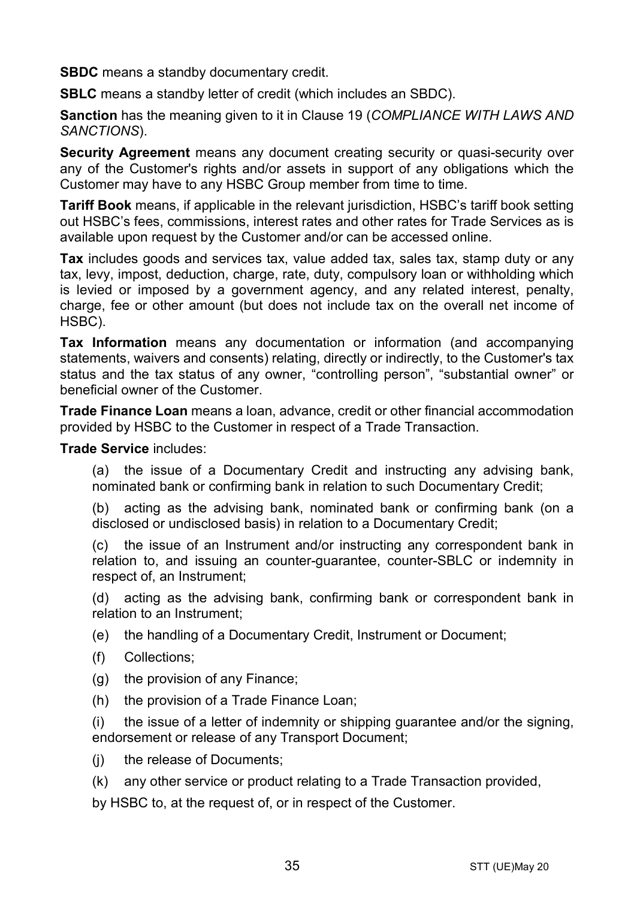**SBDC** means a standby documentary credit.

**SBLC** means a standby letter of credit (which includes an SBDC).

**Sanction** has the meaning given to it in Clause 19 (*COMPLIANCE WITH LAWS AND SANCTIONS*).

**Security Agreement** means any document creating security or quasi-security over any of the Customer's rights and/or assets in support of any obligations which the Customer may have to any HSBC Group member from time to time.

**Tariff Book** means, if applicable in the relevant jurisdiction, HSBC's tariff book setting out HSBC's fees, commissions, interest rates and other rates for Trade Services as is available upon request by the Customer and/or can be accessed online.

**Tax** includes goods and services tax, value added tax, sales tax, stamp duty or any tax, levy, impost, deduction, charge, rate, duty, compulsory loan or withholding which is levied or imposed by a government agency, and any related interest, penalty, charge, fee or other amount (but does not include tax on the overall net income of HSBC).

**Tax Information** means any documentation or information (and accompanying statements, waivers and consents) relating, directly or indirectly, to the Customer's tax status and the tax status of any owner, "controlling person", "substantial owner" or beneficial owner of the Customer.

**Trade Finance Loan** means a loan, advance, credit or other financial accommodation provided by HSBC to the Customer in respect of a Trade Transaction.

**Trade Service** includes:

(a) the issue of a Documentary Credit and instructing any advising bank, nominated bank or confirming bank in relation to such Documentary Credit;

(b) acting as the advising bank, nominated bank or confirming bank (on a disclosed or undisclosed basis) in relation to a Documentary Credit;

(c) the issue of an Instrument and/or instructing any correspondent bank in relation to, and issuing an counter-guarantee, counter-SBLC or indemnity in respect of, an Instrument;

(d) acting as the advising bank, confirming bank or correspondent bank in relation to an Instrument;

(e) the handling of a Documentary Credit, Instrument or Document;

(f) Collections;

(g) the provision of any Finance;

(h) the provision of a Trade Finance Loan;

(i) the issue of a letter of indemnity or shipping guarantee and/or the signing, endorsement or release of any Transport Document;

(j) the release of Documents;

(k) any other service or product relating to a Trade Transaction provided,

by HSBC to, at the request of, or in respect of the Customer.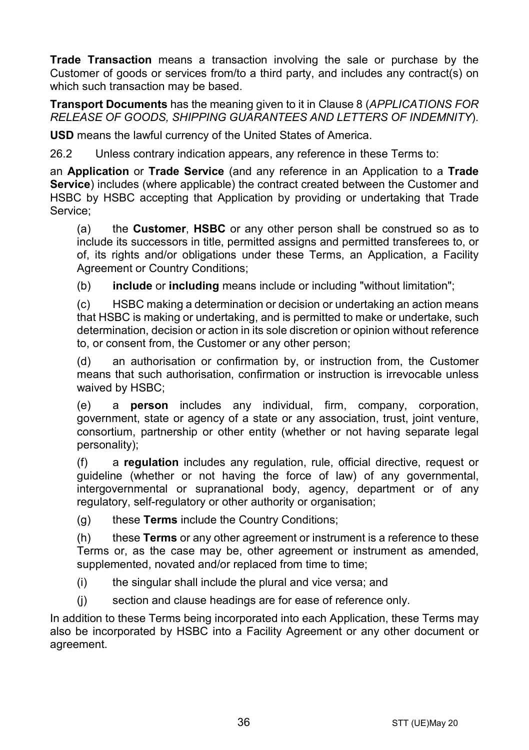**Trade Transaction** means a transaction involving the sale or purchase by the Customer of goods or services from/to a third party, and includes any contract(s) on which such transaction may be based.

**Transport Documents** has the meaning given to it in Clause 8 (*APPLICATIONS FOR RELEASE OF GOODS, SHIPPING GUARANTEES AND LETTERS OF INDEMNITY*).

**USD** means the lawful currency of the United States of America.

26.2 Unless contrary indication appears, any reference in these Terms to:

an **Application** or **Trade Service** (and any reference in an Application to a **Trade Service**) includes (where applicable) the contract created between the Customer and HSBC by HSBC accepting that Application by providing or undertaking that Trade Service;

(a) the **Customer**, **HSBC** or any other person shall be construed so as to include its successors in title, permitted assigns and permitted transferees to, or of, its rights and/or obligations under these Terms, an Application, a Facility Agreement or Country Conditions;

(b) **include** or **including** means include or including "without limitation";

(c) HSBC making a determination or decision or undertaking an action means that HSBC is making or undertaking, and is permitted to make or undertake, such determination, decision or action in its sole discretion or opinion without reference to, or consent from, the Customer or any other person;

(d) an authorisation or confirmation by, or instruction from, the Customer means that such authorisation, confirmation or instruction is irrevocable unless waived by HSBC;

(e) a **person** includes any individual, firm, company, corporation, government, state or agency of a state or any association, trust, joint venture, consortium, partnership or other entity (whether or not having separate legal personality);

(f) a **regulation** includes any regulation, rule, official directive, request or guideline (whether or not having the force of law) of any governmental, intergovernmental or supranational body, agency, department or of any regulatory, self-regulatory or other authority or organisation;

(g) these **Terms** include the Country Conditions;

(h) these **Terms** or any other agreement or instrument is a reference to these Terms or, as the case may be, other agreement or instrument as amended, supplemented, novated and/or replaced from time to time;

(i) the singular shall include the plural and vice versa; and

(j) section and clause headings are for ease of reference only.

In addition to these Terms being incorporated into each Application, these Terms may also be incorporated by HSBC into a Facility Agreement or any other document or agreement.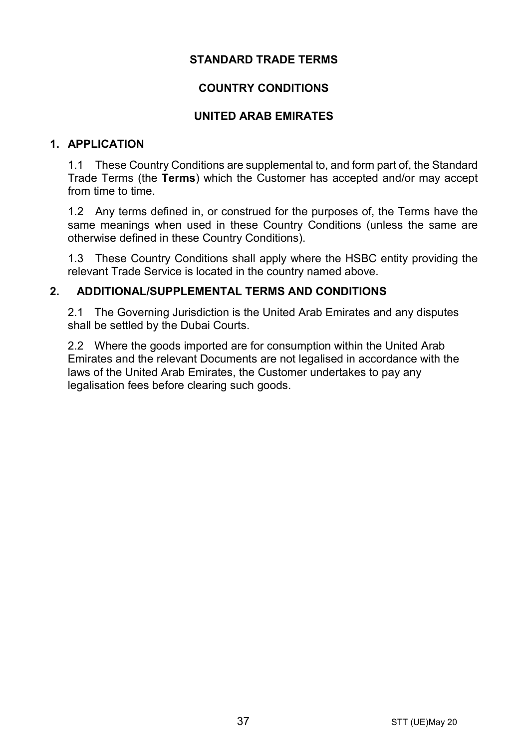# STANDARD TRADE TERMS

## COUNTRY CONDITIONS

## UNITED ARAB EMIRATES

### 1. APPLICATION

1.1 These Country Conditions are supplemental to, and form part of, the Standard Trade Terms (the **Terms**) which the Customer has accepted and/or may accept from time to time.

1.2 Any terms defined in, or construed for the purposes of, the Terms have the same meanings when used in these Country Conditions (unless the same are otherwise defined in these Country Conditions).

1.3 These Country Conditions shall apply where the HSBC entity providing the relevant Trade Service is located in the country named above.

### 2. ADDITIONAL/SUPPLEMENTAL TERMS AND CONDITIONS

2.1 The Governing Jurisdiction is the United Arab Emirates and any disputes shall be settled by the Dubai Courts.

2.2 Where the goods imported are for consumption within the United Arab Emirates and the relevant Documents are not legalised in accordance with the laws of the United Arab Emirates, the Customer undertakes to pay any legalisation fees before clearing such goods.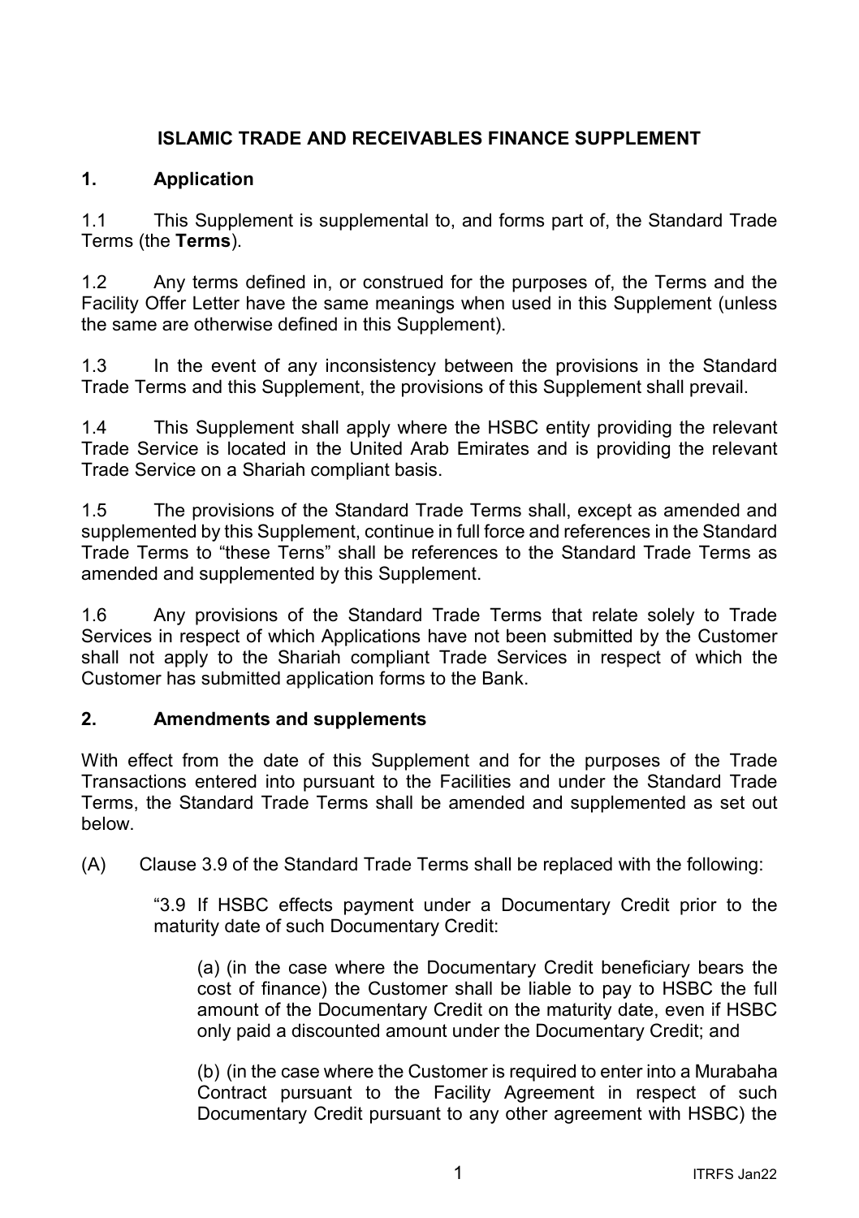## ISLAMIC TRADE AND RECEIVABLES FINANCE SUPPLEMENT

### 1. Application

1.1 This Supplement is supplemental to, and forms part of, the Standard Trade Terms (the **Terms**).

1.2 Any terms defined in, or construed for the purposes of, the Terms and the Facility Offer Letter have the same meanings when used in this Supplement (unless the same are otherwise defined in this Supplement).

1.3 In the event of any inconsistency between the provisions in the Standard Trade Terms and this Supplement, the provisions of this Supplement shall prevail.

1.4 This Supplement shall apply where the HSBC entity providing the relevant Trade Service is located in the United Arab Emirates and is providing the relevant Trade Service on a Shariah compliant basis.

1.5 The provisions of the Standard Trade Terms shall, except as amended and supplemented by this Supplement, continue in full force and references in the Standard Trade Terms to "these Terns" shall be references to the Standard Trade Terms as amended and supplemented by this Supplement.

1.6 Any provisions of the Standard Trade Terms that relate solely to Trade Services in respect of which Applications have not been submitted by the Customer shall not apply to the Shariah compliant Trade Services in respect of which the Customer has submitted application forms to the Bank.

### 2. Amendments and supplements

With effect from the date of this Supplement and for the purposes of the Trade Transactions entered into pursuant to the Facilities and under the Standard Trade Terms, the Standard Trade Terms shall be amended and supplemented as set out below.

(A) Clause 3.9 of the Standard Trade Terms shall be replaced with the following:

"3.9 If HSBC effects payment under a Documentary Credit prior to the maturity date of such Documentary Credit:

(a) (in the case where the Documentary Credit beneficiary bears the cost of finance) the Customer shall be liable to pay to HSBC the full amount of the Documentary Credit on the maturity date, even if HSBC only paid a discounted amount under the Documentary Credit; and

(b) (in the case where the Customer is required to enter into a Murabaha Contract pursuant to the Facility Agreement in respect of such Documentary Credit pursuant to any other agreement with HSBC) the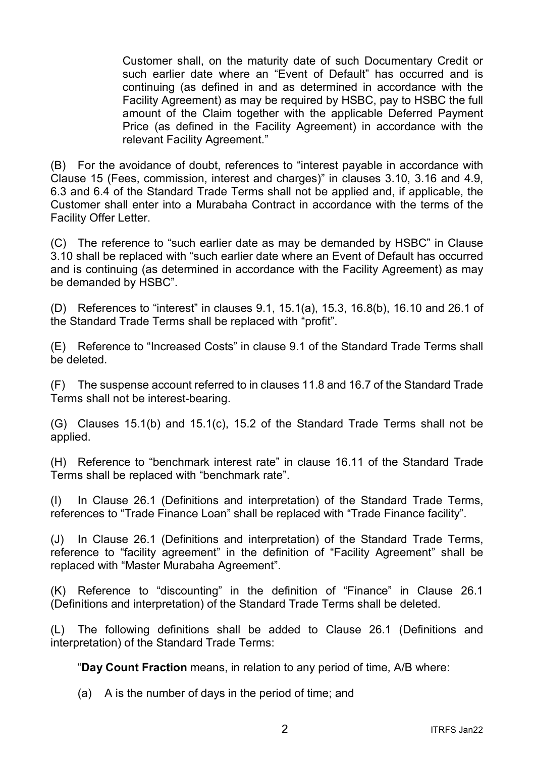Customer shall, on the maturity date of such Documentary Credit or such earlier date where an "Event of Default" has occurred and is continuing (as defined in and as determined in accordance with the Facility Agreement) as may be required by HSBC, pay to HSBC the full amount of the Claim together with the applicable Deferred Payment Price (as defined in the Facility Agreement) in accordance with the relevant Facility Agreement."

(B) For the avoidance of doubt, references to "interest payable in accordance with Clause 15 (Fees, commission, interest and charges)" in clauses 3.10, 3.16 and 4.9, 6.3 and 6.4 of the Standard Trade Terms shall not be applied and, if applicable, the Customer shall enter into a Murabaha Contract in accordance with the terms of the Facility Offer Letter.

(C) The reference to "such earlier date as may be demanded by HSBC" in Clause 3.10 shall be replaced with "such earlier date where an Event of Default has occurred and is continuing (as determined in accordance with the Facility Agreement) as may be demanded by HSBC".

(D) References to "interest" in clauses 9.1, 15.1(a), 15.3, 16.8(b), 16.10 and 26.1 of the Standard Trade Terms shall be replaced with "profit".

(E) Reference to "Increased Costs" in clause 9.1 of the Standard Trade Terms shall be deleted.

(F) The suspense account referred to in clauses 11.8 and 16.7 of the Standard Trade Terms shall not be interest-bearing.

(G) Clauses 15.1(b) and 15.1(c), 15.2 of the Standard Trade Terms shall not be applied.

(H) Reference to "benchmark interest rate" in clause 16.11 of the Standard Trade Terms shall be replaced with "benchmark rate".

(I) In Clause 26.1 (Definitions and interpretation) of the Standard Trade Terms, references to "Trade Finance Loan" shall be replaced with "Trade Finance facility".

(J) In Clause 26.1 (Definitions and interpretation) of the Standard Trade Terms, reference to "facility agreement" in the definition of "Facility Agreement" shall be replaced with "Master Murabaha Agreement".

(K) Reference to "discounting" in the definition of "Finance" in Clause 26.1 (Definitions and interpretation) of the Standard Trade Terms shall be deleted.

(L) The following definitions shall be added to Clause 26.1 (Definitions and interpretation) of the Standard Trade Terms:

"**Day Count Fraction** means, in relation to any period of time, A/B where:

(a) A is the number of days in the period of time; and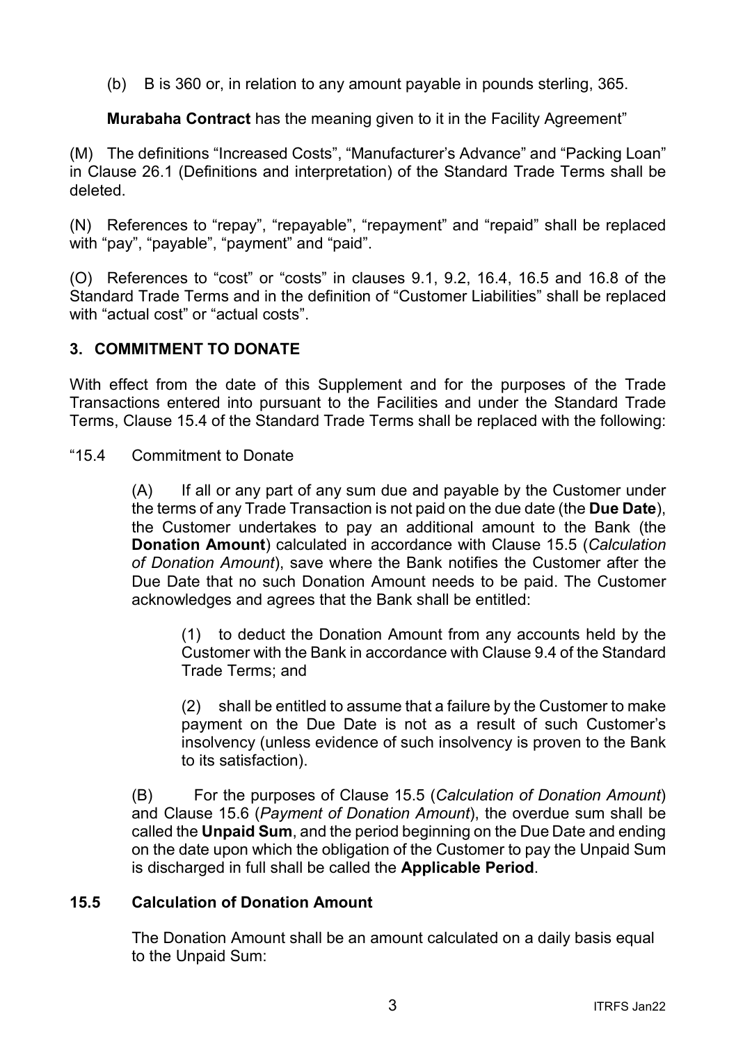(b) B is 360 or, in relation to any amount payable in pounds sterling, 365.

**Murabaha Contract** has the meaning given to it in the Facility Agreement"

(M) The definitions "Increased Costs", "Manufacturer's Advance" and "Packing Loan" in Clause 26.1 (Definitions and interpretation) of the Standard Trade Terms shall be deleted.

(N) References to "repay", "repayable", "repayment" and "repaid" shall be replaced with "pay", "payable", "payment" and "paid".

(O) References to "cost" or "costs" in clauses 9.1, 9.2, 16.4, 16.5 and 16.8 of the Standard Trade Terms and in the definition of "Customer Liabilities" shall be replaced with "actual cost" or "actual costs".

## 3. COMMITMENT TO DONATE

With effect from the date of this Supplement and for the purposes of the Trade Transactions entered into pursuant to the Facilities and under the Standard Trade Terms, Clause 15.4 of the Standard Trade Terms shall be replaced with the following:

"15.4 Commitment to Donate

(A) If all or any part of any sum due and payable by the Customer under the terms of any Trade Transaction is not paid on the due date (the **Due Date**), the Customer undertakes to pay an additional amount to the Bank (the **Donation Amount**) calculated in accordance with Clause 15.5 (*Calculation of Donation Amount*), save where the Bank notifies the Customer after the Due Date that no such Donation Amount needs to be paid. The Customer acknowledges and agrees that the Bank shall be entitled:

(1) to deduct the Donation Amount from any accounts held by the Customer with the Bank in accordance with Clause 9.4 of the Standard Trade Terms; and

(2) shall be entitled to assume that a failure by the Customer to make payment on the Due Date is not as a result of such Customer's insolvency (unless evidence of such insolvency is proven to the Bank to its satisfaction).

(B) For the purposes of Clause 15.5 (*Calculation of Donation Amount*) and Clause 15.6 (*Payment of Donation Amount*), the overdue sum shall be called the **Unpaid Sum**, and the period beginning on the Due Date and ending on the date upon which the obligation of the Customer to pay the Unpaid Sum is discharged in full shall be called the **Applicable Period**.

**15.5 Calculation of Donation Amount**

The Donation Amount shall be an amount calculated on a daily basis equal to the Unpaid Sum: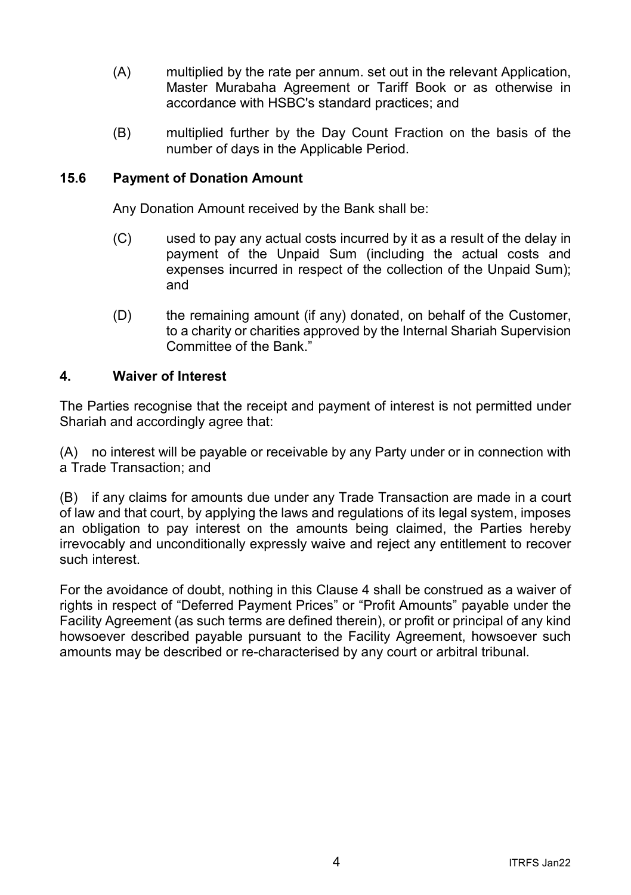(A) multiplied by the rate per annum. set out in the relevant Application, Master Murabaha Agreement or Tariff Book or as otherwise in accordance with HSBC's standard practices; and

(B) multiplied further by the Day Count Fraction on the basis of the number of days in the Applicable Period.

**15.6 Payment of Donation Amount**

Any Donation Amount received by the Bank shall be:

(C) used to pay any actual costs incurred by it as a result of the delay in payment of the Unpaid Sum (including the actual costs and expenses incurred in respect of the collection of the Unpaid Sum); and

(D) the remaining amount (if any) donated, on behalf of the Customer, to a charity or charities approved by the Internal Shariah Supervision Committee of the Bank."

## 4. Waiver of Interest

The Parties recognise that the receipt and payment of interest is not permitted under Shariah and accordingly agree that:

(A) no interest will be payable or receivable by any Party under or in connection with a Trade Transaction; and

(B) if any claims for amounts due under any Trade Transaction are made in a court of law and that court, by applying the laws and regulations of its legal system, imposes an obligation to pay interest on the amounts being claimed, the Parties hereby irrevocably and unconditionally expressly waive and reject any entitlement to recover such interest.

For the avoidance of doubt, nothing in this Clause 4 shall be construed as a waiver of rights in respect of "Deferred Payment Prices" or "Profit Amounts" payable under the Facility Agreement (as such terms are defined therein), or profit or principal of any kind howsoever described payable pursuant to the Facility Agreement, howsoever such amounts may be described or re-characterised by any court or arbitral tribunal.